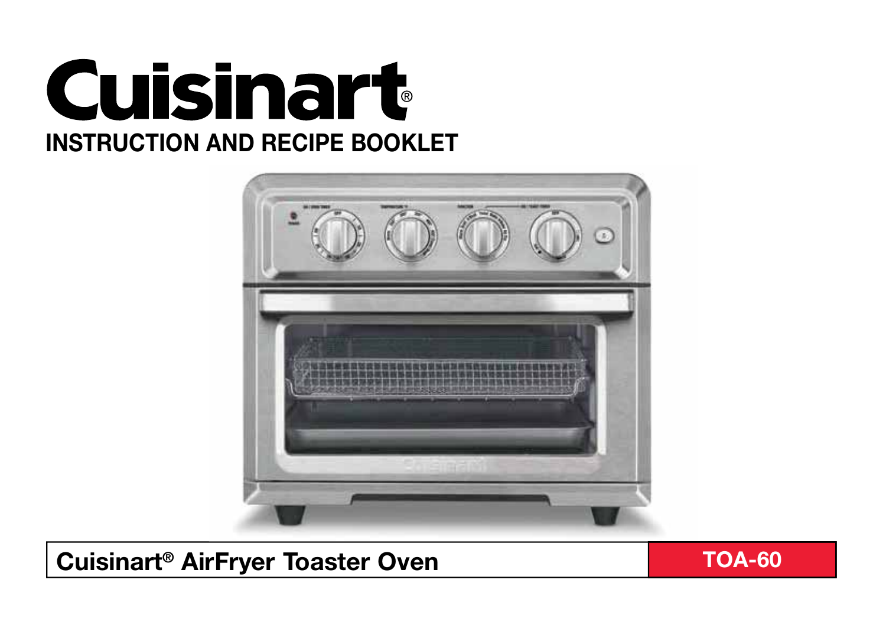# Cuisinart®

## INSTRUCTION AND RECIPE BOOKLET

**Cuisinart® AirFryer Toaster Oven**

**TOA-60**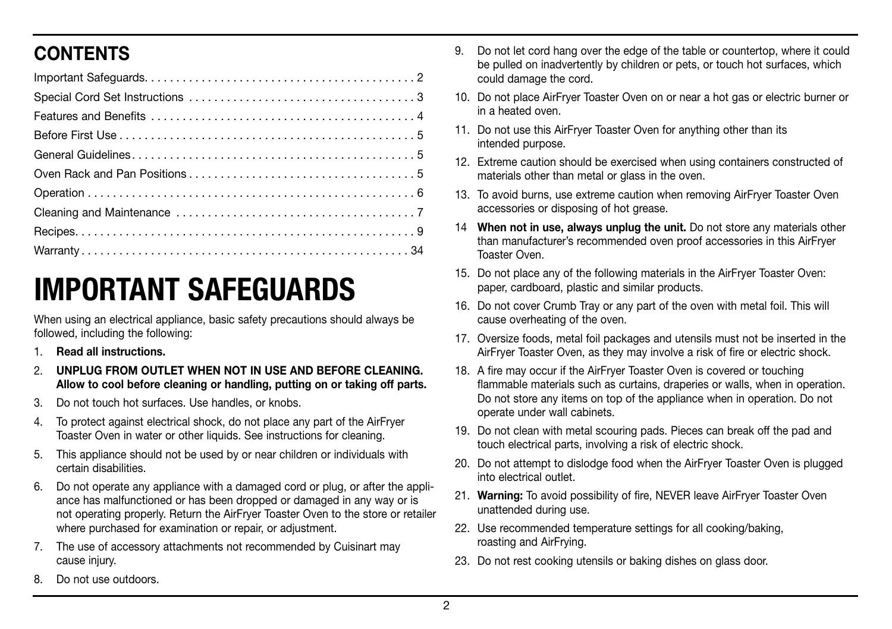## CONTENTS

| | |
|---|---|
| Important Safeguards | 2 |
| Special Cord Set Instructions | 3 |
| Features and Benefits | 4 |
| Before First Use | 5 |
| General Guidelines | 5 |
| Oven Rack and Pan Positions | 5 |
| Operation | 6 |
| Cleaning and Maintenance | 7 |
| Recipes | 9 |
| Warranty | 34 |

# IMPORTANT SAFEGUARDS

When using an electrical appliance, basic safety precautions should always be followed, including the following:

1. **Read all instructions.**
2. **UNPLUG FROM OUTLET WHEN NOT IN USE AND BEFORE CLEANING. Allow to cool before cleaning or handling, putting on or taking off parts.**
3. Do not touch hot surfaces. Use handles, or knobs.
4. To protect against electrical shock, do not place any part of the AirFryer Toaster Oven in water or other liquids. See instructions for cleaning.
5. This appliance should not be used by or near children or individuals with certain disabilities.
6. Do not operate any appliance with a damaged cord or plug, or after the appliance has malfunctioned or has been dropped or damaged in any way or is not operating properly. Return the AirFryer Toaster Oven to the store or retailer where purchased for examination or repair, or adjustment.
7. The use of accessory attachments not recommended by Cuisinart may cause injury.
8. Do not use outdoors.
9. Do not let cord hang over the edge of the table or countertop, where it could be pulled on inadvertently by children or pets, or touch hot surfaces, which could damage the cord.
10. Do not place AirFryer Toaster Oven on or near a hot gas or electric burner or in a heated oven.
11. Do not use this AirFryer Toaster Oven for anything other than its intended purpose.
12. Extreme caution should be exercised when using containers constructed of materials other than metal or glass in the oven.
13. To avoid burns, use extreme caution when removing AirFryer Toaster Oven accessories or disposing of hot grease.
14. **When not in use, always unplug the unit.** Do not store any materials other than manufacturer's recommended oven proof accessories in this AirFryer Toaster Oven.
15. Do not place any of the following materials in the AirFryer Toaster Oven: paper, cardboard, plastic and similar products.
16. Do not cover Crumb Tray or any part of the oven with metal foil. This will cause overheating of the oven.
17. Oversize foods, metal foil packages and utensils must not be inserted in the AirFryer Toaster Oven, as they may involve a risk of fire or electric shock.
18. A fire may occur if the AirFryer Toaster Oven is covered or touching flammable materials such as curtains, draperies or walls, when in operation. Do not store any items on top of the appliance when in operation. Do not operate under wall cabinets.
19. Do not clean with metal scouring pads. Pieces can break off the pad and touch electrical parts, involving a risk of electric shock.
20. Do not attempt to dislodge food when the AirFryer Toaster Oven is plugged into electrical outlet.
21. **Warning:** To avoid possibility of fire, NEVER leave AirFryer Toaster Oven unattended during use.
22. Use recommended temperature settings for all cooking/baking, roasting and AirFrying.
23. Do not rest cooking utensils or baking dishes on glass door.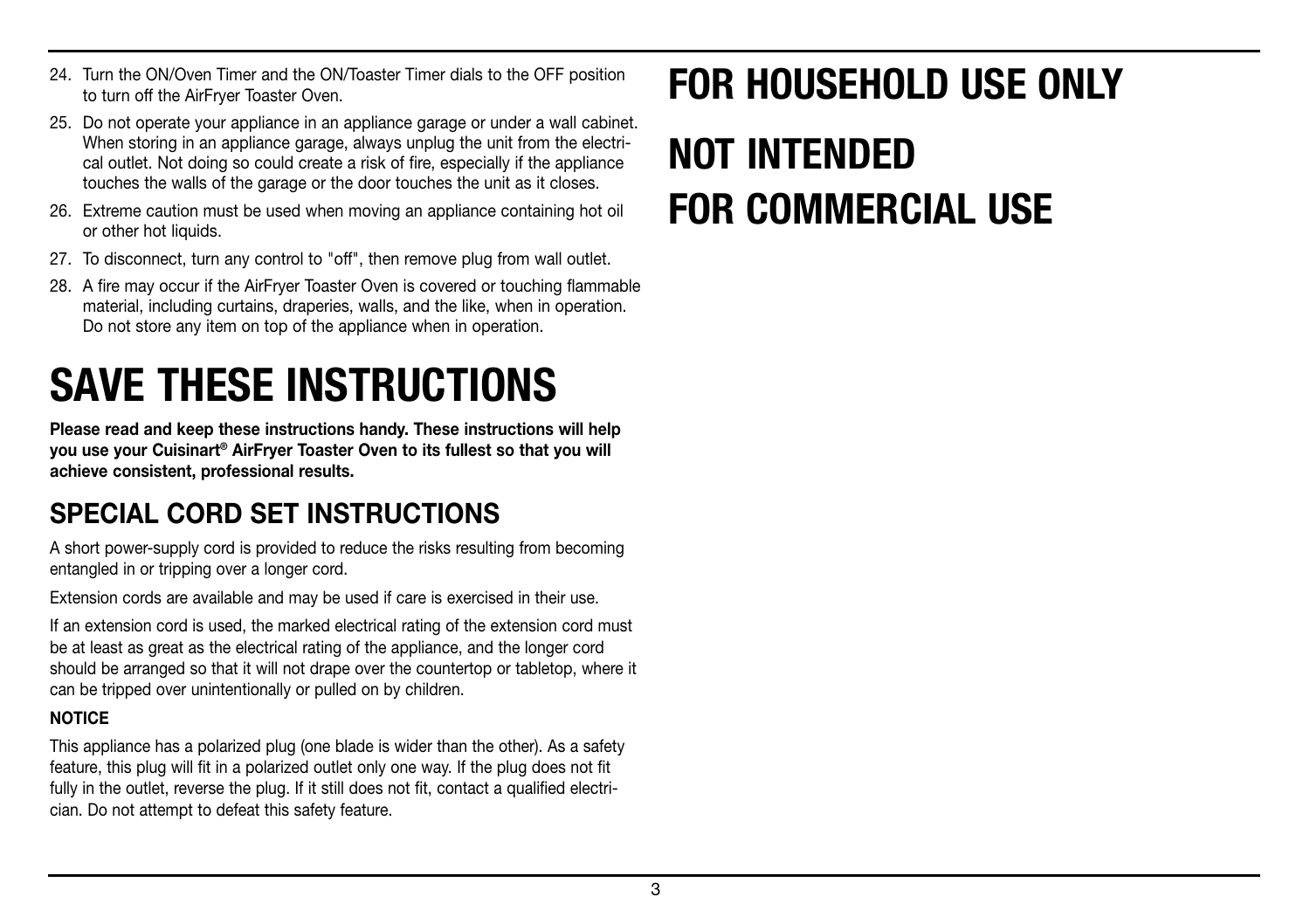24. Turn the ON/Oven Timer and the ON/Toaster Timer dials to the OFF position to turn off the AirFryer Toaster Oven.
25. Do not operate your appliance in an appliance garage or under a wall cabinet. When storing in an appliance garage, always unplug the unit from the electrical outlet. Not doing so could create a risk of fire, especially if the appliance touches the walls of the garage or the door touches the unit as it closes.
26. Extreme caution must be used when moving an appliance containing hot oil or other hot liquids.
27. To disconnect, turn any control to "off", then remove plug from wall outlet.
28. A fire may occur if the AirFryer Toaster Oven is covered or touching flammable material, including curtains, draperies, walls, and the like, when in operation. Do not store any item on top of the appliance when in operation.

# SAVE THESE INSTRUCTIONS

**Please read and keep these instructions handy. These instructions will help you use your Cuisinart® AirFryer Toaster Oven to its fullest so that you will achieve consistent, professional results.**

## SPECIAL CORD SET INSTRUCTIONS

A short power-supply cord is provided to reduce the risks resulting from becoming entangled in or tripping over a longer cord.

Extension cords are available and may be used if care is exercised in their use.

If an extension cord is used, the marked electrical rating of the extension cord must be at least as great as the electrical rating of the appliance, and the longer cord should be arranged so that it will not drape over the countertop or tabletop, where it can be tripped over unintentionally or pulled on by children.

**NOTICE**

This appliance has a polarized plug (one blade is wider than the other). As a safety feature, this plug will fit in a polarized outlet only one way. If the plug does not fit fully in the outlet, reverse the plug. If it still does not fit, contact a qualified electrician. Do not attempt to defeat this safety feature.

# FOR HOUSEHOLD USE ONLY

# NOT INTENDED FOR COMMERCIAL USE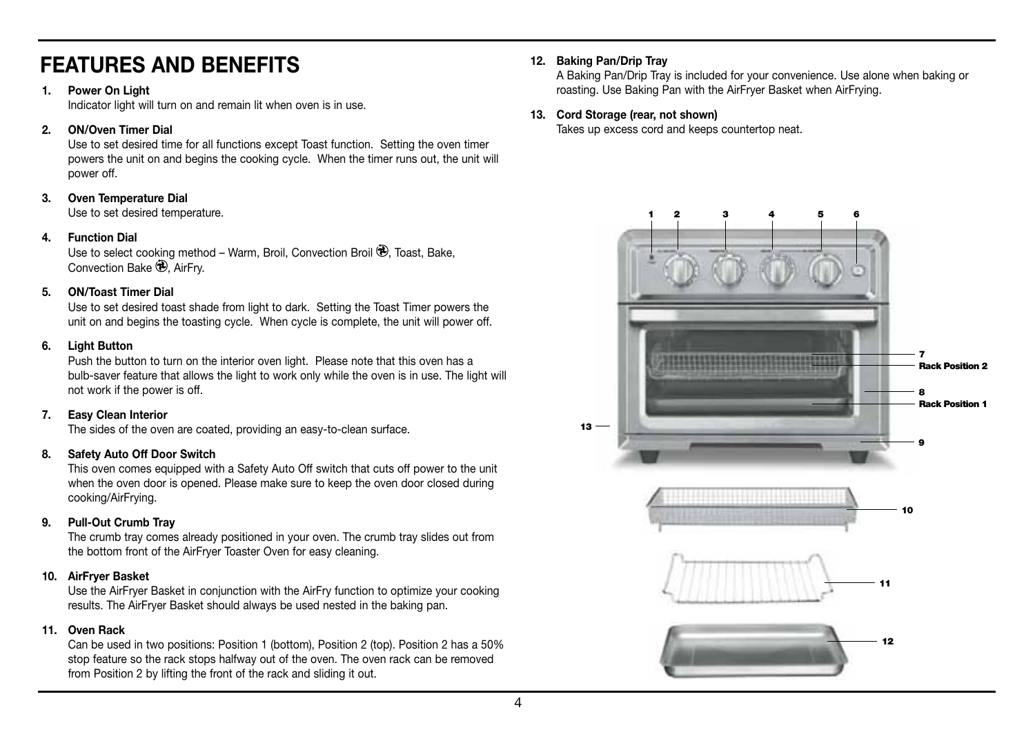# FEATURES AND BENEFITS

1. **Power On Light**
   Indicator light will turn on and remain lit when oven is in use.

2. **ON/Oven Timer Dial**
   Use to set desired time for all functions except Toast function. Setting the oven timer powers the unit on and begins the cooking cycle. When the timer runs out, the unit will power off.

3. **Oven Temperature Dial**
   Use to set desired temperature.

4. **Function Dial**
   Use to select cooking method – Warm, Broil, Convection Broil, Toast, Bake, Convection Bake, AirFry.

5. **ON/Toast Timer Dial**
   Use to set desired toast shade from light to dark. Setting the Toast Timer powers the unit on and begins the toasting cycle. When cycle is complete, the unit will power off.

6. **Light Button**
   Push the button to turn on the interior oven light. Please note that this oven has a bulb-saver feature that allows the light to work only while the oven is in use. The light will not work if the power is off.

7. **Easy Clean Interior**
   The sides of the oven are coated, providing an easy-to-clean surface.

8. **Safety Auto Off Door Switch**
   This oven comes equipped with a Safety Auto Off switch that cuts off power to the unit when the oven door is opened. Please make sure to keep the oven door closed during cooking/AirFrying.

9. **Pull-Out Crumb Tray**
   The crumb tray comes already positioned in your oven. The crumb tray slides out from the bottom front of the AirFryer Toaster Oven for easy cleaning.

10. **AirFryer Basket**
    Use the AirFryer Basket in conjunction with the AirFry function to optimize your cooking results. The AirFryer Basket should always be used nested in the baking pan.

11. **Oven Rack**
    Can be used in two positions: Position 1 (bottom), Position 2 (top). Position 2 has a 50% stop feature so the rack stops halfway out of the oven. The oven rack can be removed from Position 2 by lifting the front of the rack and sliding it out.

12. **Baking Pan/Drip Tray**
    A Baking Pan/Drip Tray is included for your convenience. Use alone when baking or roasting. Use Baking Pan with the AirFryer Basket when AirFrying.

13. **Cord Storage (rear, not shown)**
    Takes up excess cord and keeps countertop neat.

1 2 3 4 5 6

7 Rack Position 2

8 Rack Position 1

9

10

11

12

13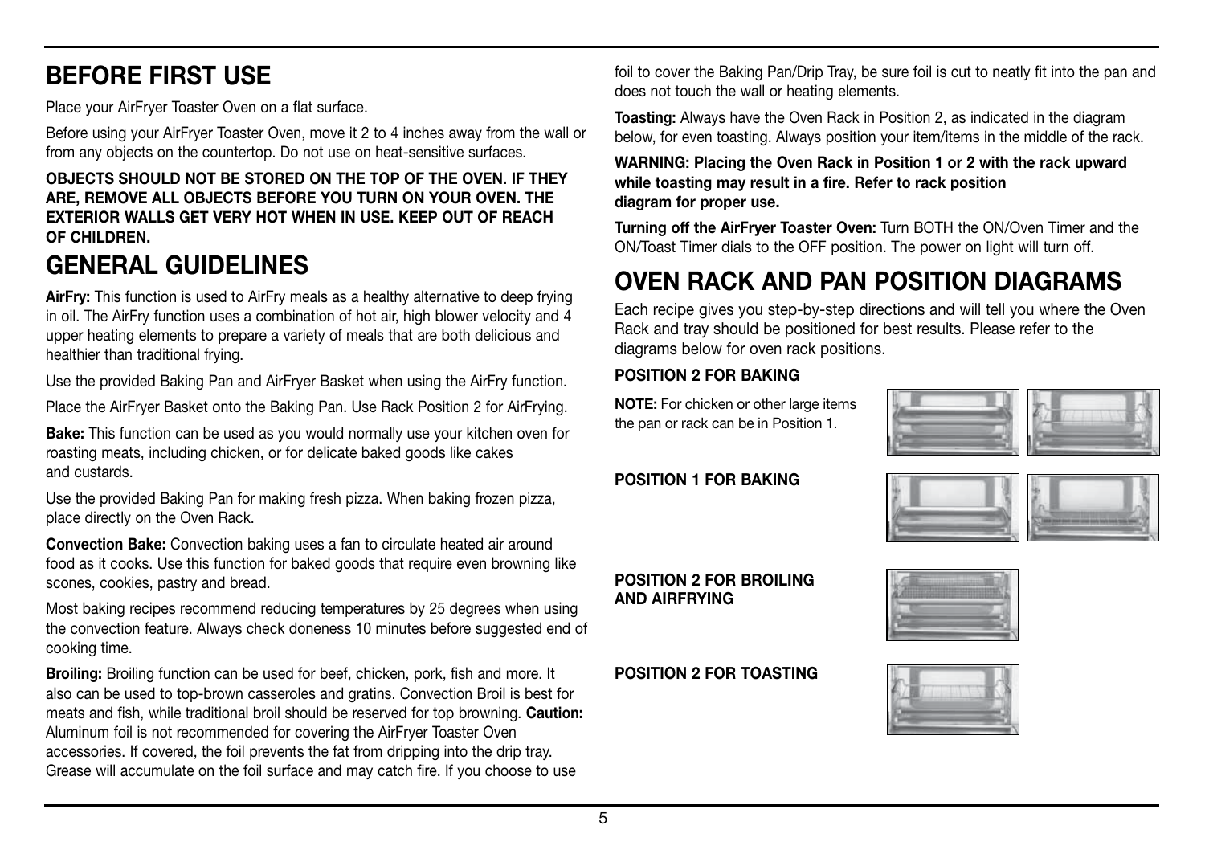## BEFORE FIRST USE

Place your AirFryer Toaster Oven on a flat surface.

Before using your AirFryer Toaster Oven, move it 2 to 4 inches away from the wall or from any objects on the countertop. Do not use on heat-sensitive surfaces.

**OBJECTS SHOULD NOT BE STORED ON THE TOP OF THE OVEN. IF THEY ARE, REMOVE ALL OBJECTS BEFORE YOU TURN ON YOUR OVEN. THE EXTERIOR WALLS GET VERY HOT WHEN IN USE. KEEP OUT OF REACH OF CHILDREN.**

## GENERAL GUIDELINES

**AirFry:** This function is used to AirFry meals as a healthy alternative to deep frying in oil. The AirFry function uses a combination of hot air, high blower velocity and 4 upper heating elements to prepare a variety of meals that are both delicious and healthier than traditional frying.

Use the provided Baking Pan and AirFryer Basket when using the AirFry function.

Place the AirFryer Basket onto the Baking Pan. Use Rack Position 2 for AirFrying.

**Bake:** This function can be used as you would normally use your kitchen oven for roasting meats, including chicken, or for delicate baked goods like cakes and custards.

Use the provided Baking Pan for making fresh pizza. When baking frozen pizza, place directly on the Oven Rack.

**Convection Bake:** Convection baking uses a fan to circulate heated air around food as it cooks. Use this function for baked goods that require even browning like scones, cookies, pastry and bread.

Most baking recipes recommend reducing temperatures by 25 degrees when using the convection feature. Always check doneness 10 minutes before suggested end of cooking time.

**Broiling:** Broiling function can be used for beef, chicken, pork, fish and more. It also can be used to top-brown casseroles and gratins. Convection Broil is best for meats and fish, while traditional broil should be reserved for top browning. **Caution:** Aluminum foil is not recommended for covering the AirFryer Toaster Oven accessories. If covered, the foil prevents the fat from dripping into the drip tray. Grease will accumulate on the foil surface and may catch fire. If you choose to use foil to cover the Baking Pan/Drip Tray, be sure foil is cut to neatly fit into the pan and does not touch the wall or heating elements.

**Toasting:** Always have the Oven Rack in Position 2, as indicated in the diagram below, for even toasting. Always position your item/items in the middle of the rack.

**WARNING: Placing the Oven Rack in Position 1 or 2 with the rack upward while toasting may result in a fire. Refer to rack position diagram for proper use.**

**Turning off the AirFryer Toaster Oven:** Turn BOTH the ON/Oven Timer and the ON/Toast Timer dials to the OFF position. The power on light will turn off.

## OVEN RACK AND PAN POSITION DIAGRAMS

Each recipe gives you step-by-step directions and will tell you where the Oven Rack and tray should be positioned for best results. Please refer to the diagrams below for oven rack positions.

**POSITION 2 FOR BAKING**

**NOTE:** For chicken or other large items the pan or rack can be in Position 1.

**POSITION 1 FOR BAKING**

**POSITION 2 FOR BROILING AND AIRFRYING**

**POSITION 2 FOR TOASTING**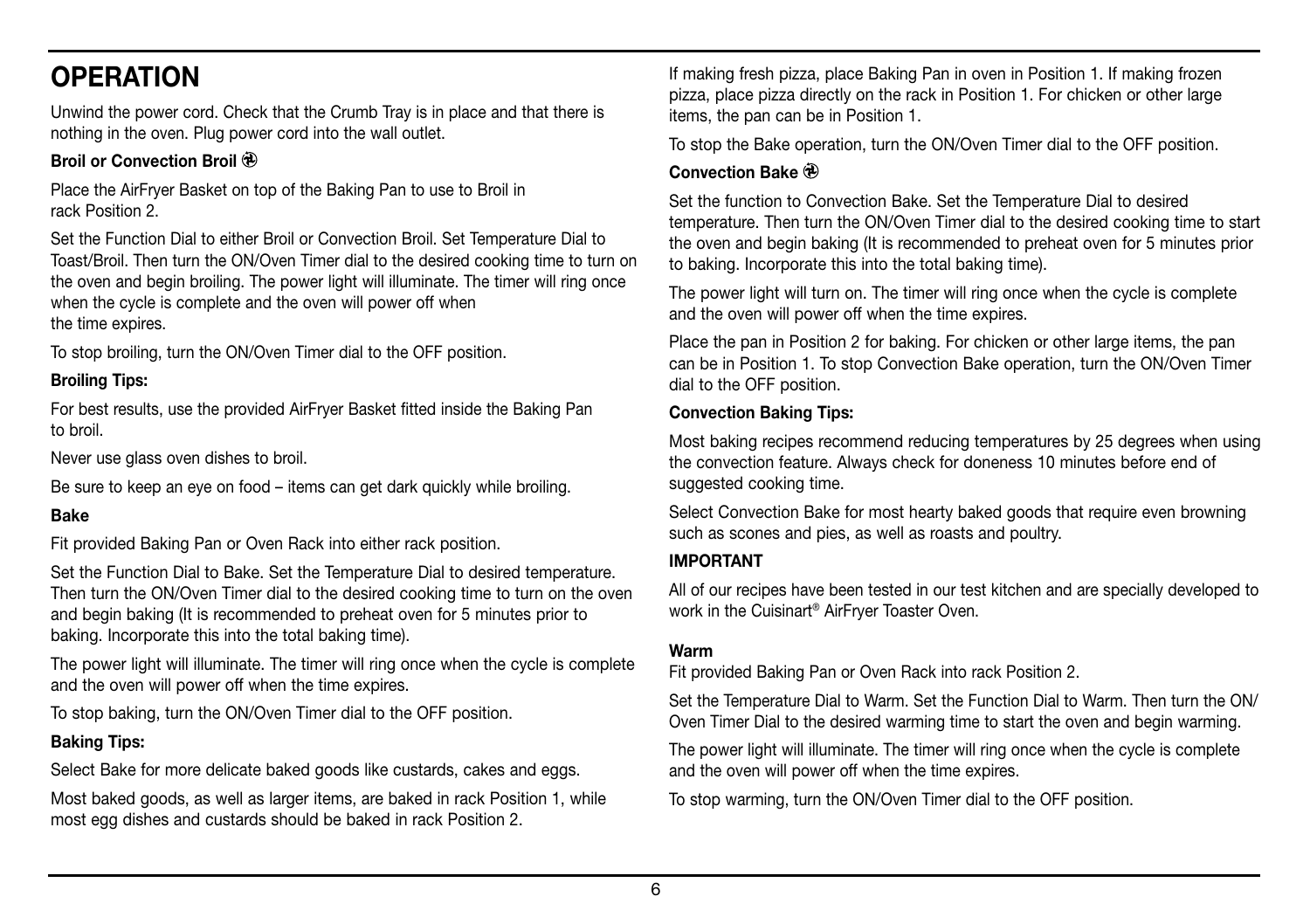# OPERATION

Unwind the power cord. Check that the Crumb Tray is in place and that there is nothing in the oven. Plug power cord into the wall outlet.

**Broil or Convection Broil**

Place the AirFryer Basket on top of the Baking Pan to use to Broil in rack Position 2.

Set the Function Dial to either Broil or Convection Broil. Set Temperature Dial to Toast/Broil. Then turn the ON/Oven Timer dial to the desired cooking time to turn on the oven and begin broiling. The power light will illuminate. The timer will ring once when the cycle is complete and the oven will power off when the time expires.

To stop broiling, turn the ON/Oven Timer dial to the OFF position.

**Broiling Tips:**

For best results, use the provided AirFryer Basket fitted inside the Baking Pan to broil.

Never use glass oven dishes to broil.

Be sure to keep an eye on food – items can get dark quickly while broiling.

**Bake**

Fit provided Baking Pan or Oven Rack into either rack position.

Set the Function Dial to Bake. Set the Temperature Dial to desired temperature. Then turn the ON/Oven Timer dial to the desired cooking time to turn on the oven and begin baking (It is recommended to preheat oven for 5 minutes prior to baking. Incorporate this into the total baking time).

The power light will illuminate. The timer will ring once when the cycle is complete and the oven will power off when the time expires.

To stop baking, turn the ON/Oven Timer dial to the OFF position.

**Baking Tips:**

Select Bake for more delicate baked goods like custards, cakes and eggs.

Most baked goods, as well as larger items, are baked in rack Position 1, while most egg dishes and custards should be baked in rack Position 2.

If making fresh pizza, place Baking Pan in oven in Position 1. If making frozen pizza, place pizza directly on the rack in Position 1. For chicken or other large items, the pan can be in Position 1.

To stop the Bake operation, turn the ON/Oven Timer dial to the OFF position.

**Convection Bake**

Set the function to Convection Bake. Set the Temperature Dial to desired temperature. Then turn the ON/Oven Timer dial to the desired cooking time to start the oven and begin baking (It is recommended to preheat oven for 5 minutes prior to baking. Incorporate this into the total baking time).

The power light will turn on. The timer will ring once when the cycle is complete and the oven will power off when the time expires.

Place the pan in Position 2 for baking. For chicken or other large items, the pan can be in Position 1. To stop Convection Bake operation, turn the ON/Oven Timer dial to the OFF position.

**Convection Baking Tips:**

Most baking recipes recommend reducing temperatures by 25 degrees when using the convection feature. Always check for doneness 10 minutes before end of suggested cooking time.

Select Convection Bake for most hearty baked goods that require even browning such as scones and pies, as well as roasts and poultry.

**IMPORTANT**

All of our recipes have been tested in our test kitchen and are specially developed to work in the Cuisinart® AirFryer Toaster Oven.

**Warm**

Fit provided Baking Pan or Oven Rack into rack Position 2.

Set the Temperature Dial to Warm. Set the Function Dial to Warm. Then turn the ON/Oven Timer Dial to the desired warming time to start the oven and begin warming.

The power light will illuminate. The timer will ring once when the cycle is complete and the oven will power off when the time expires.

To stop warming, turn the ON/Oven Timer dial to the OFF position.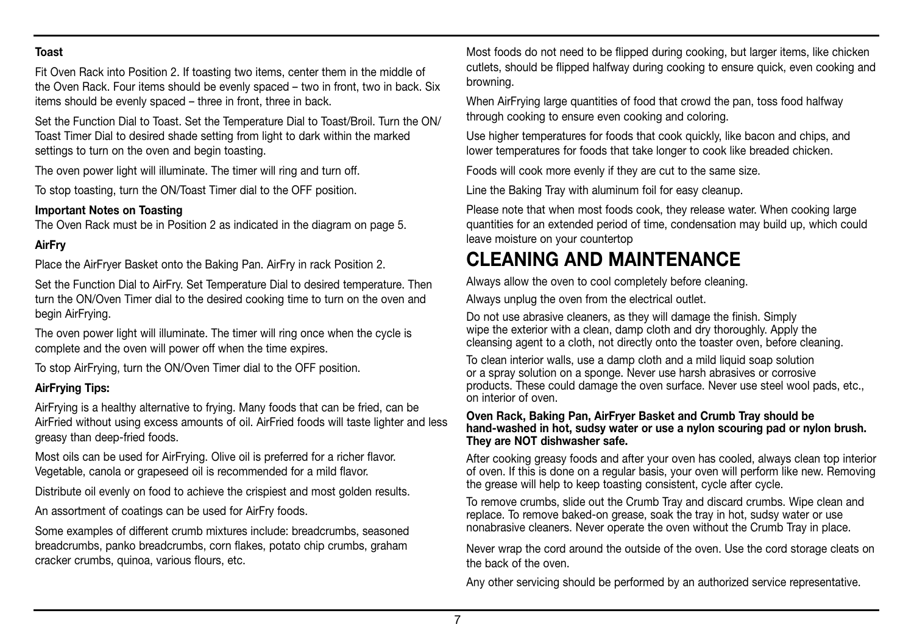**Toast**

Fit Oven Rack into Position 2. If toasting two items, center them in the middle of the Oven Rack. Four items should be evenly spaced – two in front, two in back. Six items should be evenly spaced – three in front, three in back.

Set the Function Dial to Toast. Set the Temperature Dial to Toast/Broil. Turn the ON/Toast Timer Dial to desired shade setting from light to dark within the marked settings to turn on the oven and begin toasting.

The oven power light will illuminate. The timer will ring and turn off.

To stop toasting, turn the ON/Toast Timer dial to the OFF position.

**Important Notes on Toasting**
The Oven Rack must be in Position 2 as indicated in the diagram on page 5.

**AirFry**

Place the AirFryer Basket onto the Baking Pan. AirFry in rack Position 2.

Set the Function Dial to AirFry. Set Temperature Dial to desired temperature. Then turn the ON/Oven Timer dial to the desired cooking time to turn on the oven and begin AirFrying.

The oven power light will illuminate. The timer will ring once when the cycle is complete and the oven will power off when the time expires.

To stop AirFrying, turn the ON/Oven Timer dial to the OFF position.

**AirFrying Tips:**

AirFrying is a healthy alternative to frying. Many foods that can be fried, can be AirFried without using excess amounts of oil. AirFried foods will taste lighter and less greasy than deep-fried foods.

Most oils can be used for AirFrying. Olive oil is preferred for a richer flavor. Vegetable, canola or grapeseed oil is recommended for a mild flavor.

Distribute oil evenly on food to achieve the crispiest and most golden results.

An assortment of coatings can be used for AirFry foods.

Some examples of different crumb mixtures include: breadcrumbs, seasoned breadcrumbs, panko breadcrumbs, corn flakes, potato chip crumbs, graham cracker crumbs, quinoa, various flours, etc.

Most foods do not need to be flipped during cooking, but larger items, like chicken cutlets, should be flipped halfway during cooking to ensure quick, even cooking and browning.

When AirFrying large quantities of food that crowd the pan, toss food halfway through cooking to ensure even cooking and coloring.

Use higher temperatures for foods that cook quickly, like bacon and chips, and lower temperatures for foods that take longer to cook like breaded chicken.

Foods will cook more evenly if they are cut to the same size.

Line the Baking Tray with aluminum foil for easy cleanup.

Please note that when most foods cook, they release water. When cooking large quantities for an extended period of time, condensation may build up, which could leave moisture on your countertop

# CLEANING AND MAINTENANCE

Always allow the oven to cool completely before cleaning.

Always unplug the oven from the electrical outlet.

Do not use abrasive cleaners, as they will damage the finish. Simply wipe the exterior with a clean, damp cloth and dry thoroughly. Apply the cleansing agent to a cloth, not directly onto the toaster oven, before cleaning.

To clean interior walls, use a damp cloth and a mild liquid soap solution or a spray solution on a sponge. Never use harsh abrasives or corrosive products. These could damage the oven surface. Never use steel wool pads, etc., on interior of oven.

**Oven Rack, Baking Pan, AirFryer Basket and Crumb Tray should be hand-washed in hot, sudsy water or use a nylon scouring pad or nylon brush. They are NOT dishwasher safe.**

After cooking greasy foods and after your oven has cooled, always clean top interior of oven. If this is done on a regular basis, your oven will perform like new. Removing the grease will help to keep toasting consistent, cycle after cycle.

To remove crumbs, slide out the Crumb Tray and discard crumbs. Wipe clean and replace. To remove baked-on grease, soak the tray in hot, sudsy water or use nonabrasive cleaners. Never operate the oven without the Crumb Tray in place.

Never wrap the cord around the outside of the oven. Use the cord storage cleats on the back of the oven.

Any other servicing should be performed by an authorized service representative.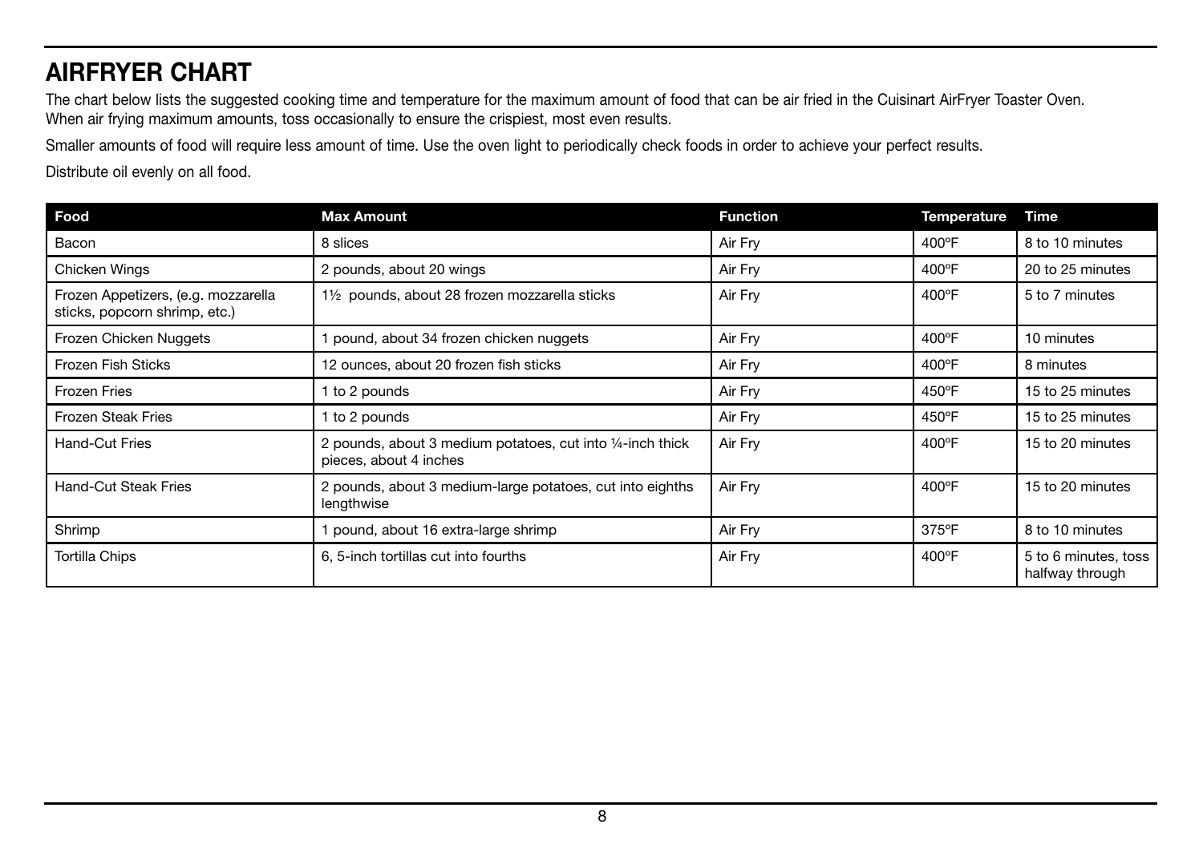# AIRFRYER CHART

The chart below lists the suggested cooking time and temperature for the maximum amount of food that can be air fried in the Cuisinart AirFryer Toaster Oven. When air frying maximum amounts, toss occasionally to ensure the crispiest, most even results.

Smaller amounts of food will require less amount of time. Use the oven light to periodically check foods in order to achieve your perfect results.

Distribute oil evenly on all food.

| Food | Max Amount | Function | Temperature | Time |
|---|---|---|---|---|
| Bacon | 8 slices | Air Fry | 400°F | 8 to 10 minutes |
| Chicken Wings | 2 pounds, about 20 wings | Air Fry | 400°F | 20 to 25 minutes |
| Frozen Appetizers, (e.g. mozzarella sticks, popcorn shrimp, etc.) | 1½ pounds, about 28 frozen mozzarella sticks | Air Fry | 400°F | 5 to 7 minutes |
| Frozen Chicken Nuggets | 1 pound, about 34 frozen chicken nuggets | Air Fry | 400°F | 10 minutes |
| Frozen Fish Sticks | 12 ounces, about 20 frozen fish sticks | Air Fry | 400°F | 8 minutes |
| Frozen Fries | 1 to 2 pounds | Air Fry | 450°F | 15 to 25 minutes |
| Frozen Steak Fries | 1 to 2 pounds | Air Fry | 450°F | 15 to 25 minutes |
| Hand-Cut Fries | 2 pounds, about 3 medium potatoes, cut into ¼-inch thick pieces, about 4 inches | Air Fry | 400°F | 15 to 20 minutes |
| Hand-Cut Steak Fries | 2 pounds, about 3 medium-large potatoes, cut into eighths lengthwise | Air Fry | 400°F | 15 to 20 minutes |
| Shrimp | 1 pound, about 16 extra-large shrimp | Air Fry | 375°F | 8 to 10 minutes |
| Tortilla Chips | 6, 5-inch tortillas cut into fourths | Air Fry | 400°F | 5 to 6 minutes, toss halfway through |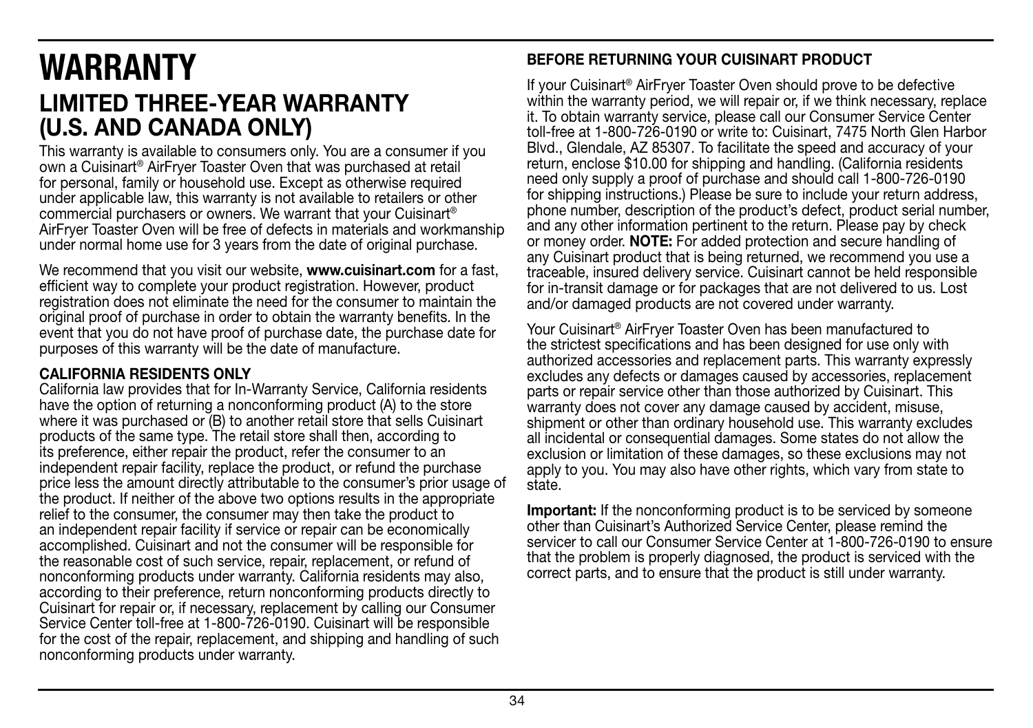# WARRANTY

## LIMITED THREE-YEAR WARRANTY (U.S. AND CANADA ONLY)

This warranty is available to consumers only. You are a consumer if you own a Cuisinart® AirFryer Toaster Oven that was purchased at retail for personal, family or household use. Except as otherwise required under applicable law, this warranty is not available to retailers or other commercial purchasers or owners. We warrant that your Cuisinart® AirFryer Toaster Oven will be free of defects in materials and workmanship under normal home use for 3 years from the date of original purchase.

We recommend that you visit our website, **www.cuisinart.com** for a fast, efficient way to complete your product registration. However, product registration does not eliminate the need for the consumer to maintain the original proof of purchase in order to obtain the warranty benefits. In the event that you do not have proof of purchase date, the purchase date for purposes of this warranty will be the date of manufacture.

**CALIFORNIA RESIDENTS ONLY**

California law provides that for In-Warranty Service, California residents have the option of returning a nonconforming product (A) to the store where it was purchased or (B) to another retail store that sells Cuisinart products of the same type. The retail store shall then, according to its preference, either repair the product, refer the consumer to an independent repair facility, replace the product, or refund the purchase price less the amount directly attributable to the consumer's prior usage of the product. If neither of the above two options results in the appropriate relief to the consumer, the consumer may then take the product to an independent repair facility if service or repair can be economically accomplished. Cuisinart and not the consumer will be responsible for the reasonable cost of such service, repair, replacement, or refund of nonconforming products under warranty. California residents may also, according to their preference, return nonconforming products directly to Cuisinart for repair or, if necessary, replacement by calling our Consumer Service Center toll-free at 1-800-726-0190. Cuisinart will be responsible for the cost of the repair, replacement, and shipping and handling of such nonconforming products under warranty.

**BEFORE RETURNING YOUR CUISINART PRODUCT**

If your Cuisinart® AirFryer Toaster Oven should prove to be defective within the warranty period, we will repair or, if we think necessary, replace it. To obtain warranty service, please call our Consumer Service Center toll-free at 1-800-726-0190 or write to: Cuisinart, 7475 North Glen Harbor Blvd., Glendale, AZ 85307. To facilitate the speed and accuracy of your return, enclose $10.00 for shipping and handling. (California residents need only supply a proof of purchase and should call 1-800-726-0190 for shipping instructions.) Please be sure to include your return address, phone number, description of the product's defect, product serial number, and any other information pertinent to the return. Please pay by check or money order. **NOTE:** For added protection and secure handling of any Cuisinart product that is being returned, we recommend you use a traceable, insured delivery service. Cuisinart cannot be held responsible for in-transit damage or for packages that are not delivered to us. Lost and/or damaged products are not covered under warranty.

Your Cuisinart® AirFryer Toaster Oven has been manufactured to the strictest specifications and has been designed for use only with authorized accessories and replacement parts. This warranty expressly excludes any defects or damages caused by accessories, replacement parts or repair service other than those authorized by Cuisinart. This warranty does not cover any damage caused by accident, misuse, shipment or other than ordinary household use. This warranty excludes all incidental or consequential damages. Some states do not allow the exclusion or limitation of these damages, so these exclusions may not apply to you. You may also have other rights, which vary from state to state.

**Important:** If the nonconforming product is to be serviced by someone other than Cuisinart's Authorized Service Center, please remind the servicer to call our Consumer Service Center at 1-800-726-0190 to ensure that the problem is properly diagnosed, the product is serviced with the correct parts, and to ensure that the product is still under warranty.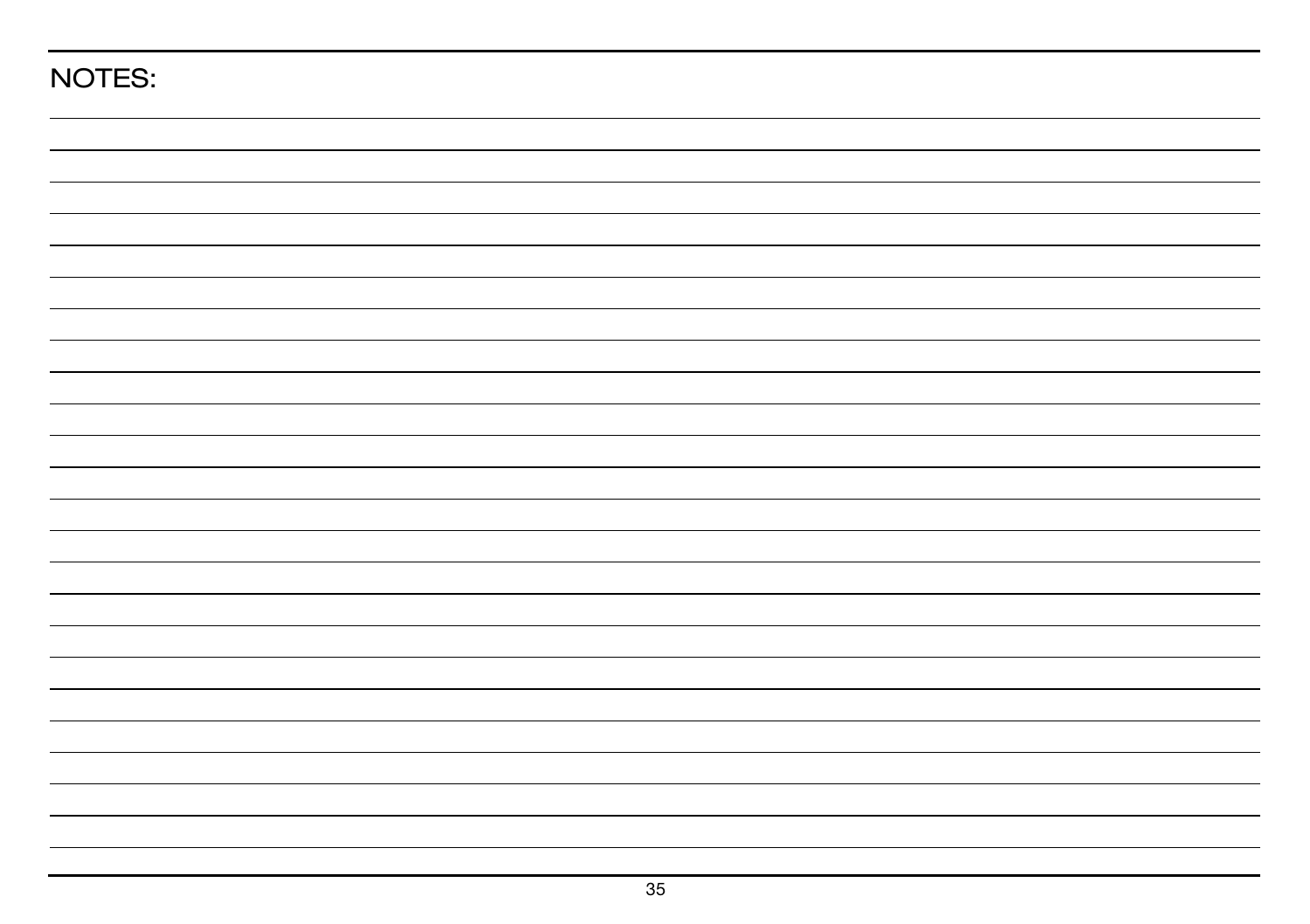NOTES: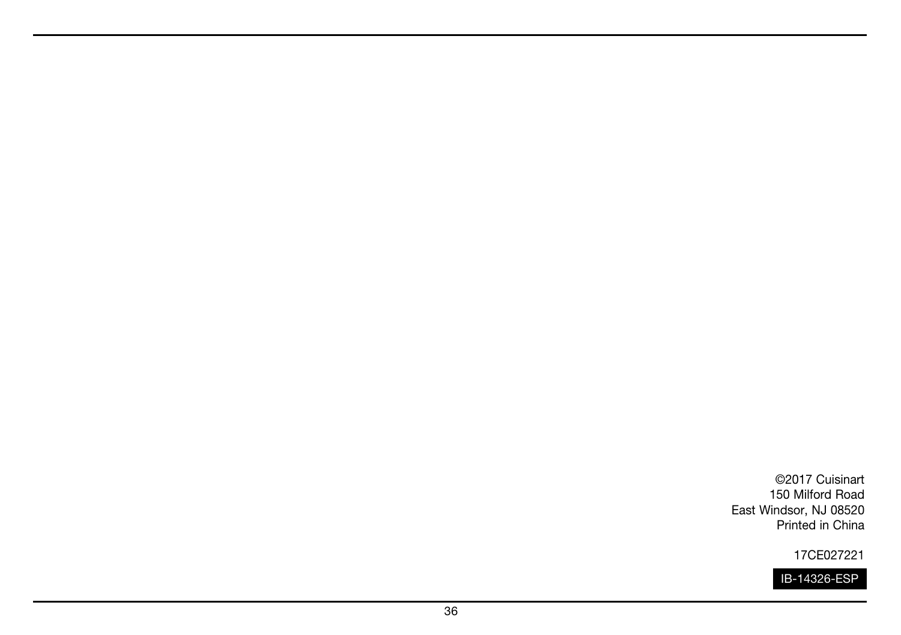©2017 Cuisinart
150 Milford Road
East Windsor, NJ 08520
Printed in China

17CE027221

IB-14326-ESP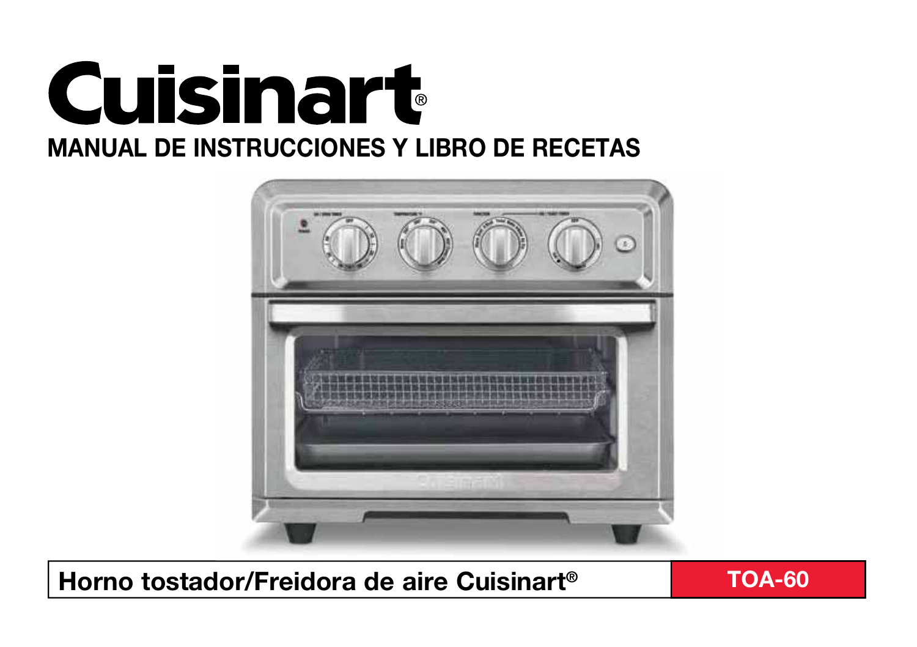# Cuisinart®

## MANUAL DE INSTRUCCIONES Y LIBRO DE RECETAS

**Horno tostador/Freidora de aire Cuisinart®** | **TOA-60**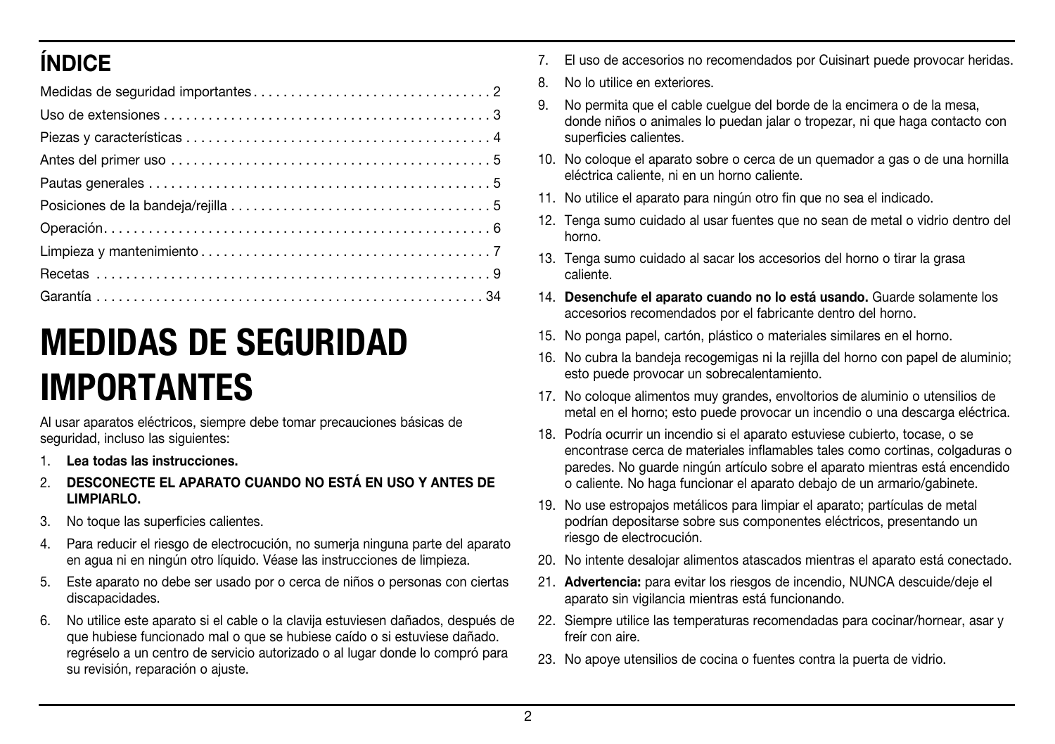## ÍNDICE

Medidas de seguridad importantes . . . . . . . . . . . . . . . . . . . . . . . . . . . . . . . . 2
Uso de extensiones . . . . . . . . . . . . . . . . . . . . . . . . . . . . . . . . . . . . . . . . . . . . 3
Piezas y características . . . . . . . . . . . . . . . . . . . . . . . . . . . . . . . . . . . . . . . . . 4
Antes del primer uso . . . . . . . . . . . . . . . . . . . . . . . . . . . . . . . . . . . . . . . . . . 5
Pautas generales . . . . . . . . . . . . . . . . . . . . . . . . . . . . . . . . . . . . . . . . . . . . . . 5
Posiciones de la bandeja/rejilla . . . . . . . . . . . . . . . . . . . . . . . . . . . . . . . . . . . 5
Operación. . . . . . . . . . . . . . . . . . . . . . . . . . . . . . . . . . . . . . . . . . . . . . . . . . . 6
Limpieza y mantenimiento . . . . . . . . . . . . . . . . . . . . . . . . . . . . . . . . . . . . . . 7
Recetas . . . . . . . . . . . . . . . . . . . . . . . . . . . . . . . . . . . . . . . . . . . . . . . . . . . . . 9
Garantía . . . . . . . . . . . . . . . . . . . . . . . . . . . . . . . . . . . . . . . . . . . . . . . . . . . . 34

# MEDIDAS DE SEGURIDAD IMPORTANTES

Al usar aparatos eléctricos, siempre debe tomar precauciones básicas de seguridad, incluso las siguientes:

1. **Lea todas las instrucciones.**
2. **DESCONECTE EL APARATO CUANDO NO ESTÁ EN USO Y ANTES DE LIMPIARLO.**
3. No toque las superficies calientes.
4. Para reducir el riesgo de electrocución, no sumerja ninguna parte del aparato en agua ni en ningún otro líquido. Véase las instrucciones de limpieza.
5. Este aparato no debe ser usado por o cerca de niños o personas con ciertas discapacidades.
6. No utilice este aparato si el cable o la clavija estuviesen dañados, después de que hubiese funcionado mal o que se hubiese caído o si estuviese dañado. regréselo a un centro de servicio autorizado o al lugar donde lo compró para su revisión, reparación o ajuste.
7. El uso de accesorios no recomendados por Cuisinart puede provocar heridas.
8. No lo utilice en exteriores.
9. No permita que el cable cuelgue del borde de la encimera o de la mesa, donde niños o animales lo puedan jalar o tropezar, ni que haga contacto con superficies calientes.
10. No coloque el aparato sobre o cerca de un quemador a gas o de una hornilla eléctrica caliente, ni en un horno caliente.
11. No utilice el aparato para ningún otro fin que no sea el indicado.
12. Tenga sumo cuidado al usar fuentes que no sean de metal o vidrio dentro del horno.
13. Tenga sumo cuidado al sacar los accesorios del horno o tirar la grasa caliente.
14. **Desenchufe el aparato cuando no lo está usando.** Guarde solamente los accesorios recomendados por el fabricante dentro del horno.
15. No ponga papel, cartón, plástico o materiales similares en el horno.
16. No cubra la bandeja recogemigas ni la rejilla del horno con papel de aluminio; esto puede provocar un sobrecalentamiento.
17. No coloque alimentos muy grandes, envoltorios de aluminio o utensilios de metal en el horno; esto puede provocar un incendio o una descarga eléctrica.
18. Podría ocurrir un incendio si el aparato estuviese cubierto, tocase, o se encontrase cerca de materiales inflamables tales como cortinas, colgaduras o paredes. No guarde ningún artículo sobre el aparato mientras está encendido o caliente. No haga funcionar el aparato debajo de un armario/gabinete.
19. No use estropajos metálicos para limpiar el aparato; partículas de metal podrían depositarse sobre sus componentes eléctricos, presentando un riesgo de electrocución.
20. No intente desalojar alimentos atascados mientras el aparato está conectado.
21. **Advertencia:** para evitar los riesgos de incendio, NUNCA descuide/deje el aparato sin vigilancia mientras está funcionando.
22. Siempre utilice las temperaturas recomendadas para cocinar/hornear, asar y freír con aire.
23. No apoye utensilios de cocina o fuentes contra la puerta de vidrio.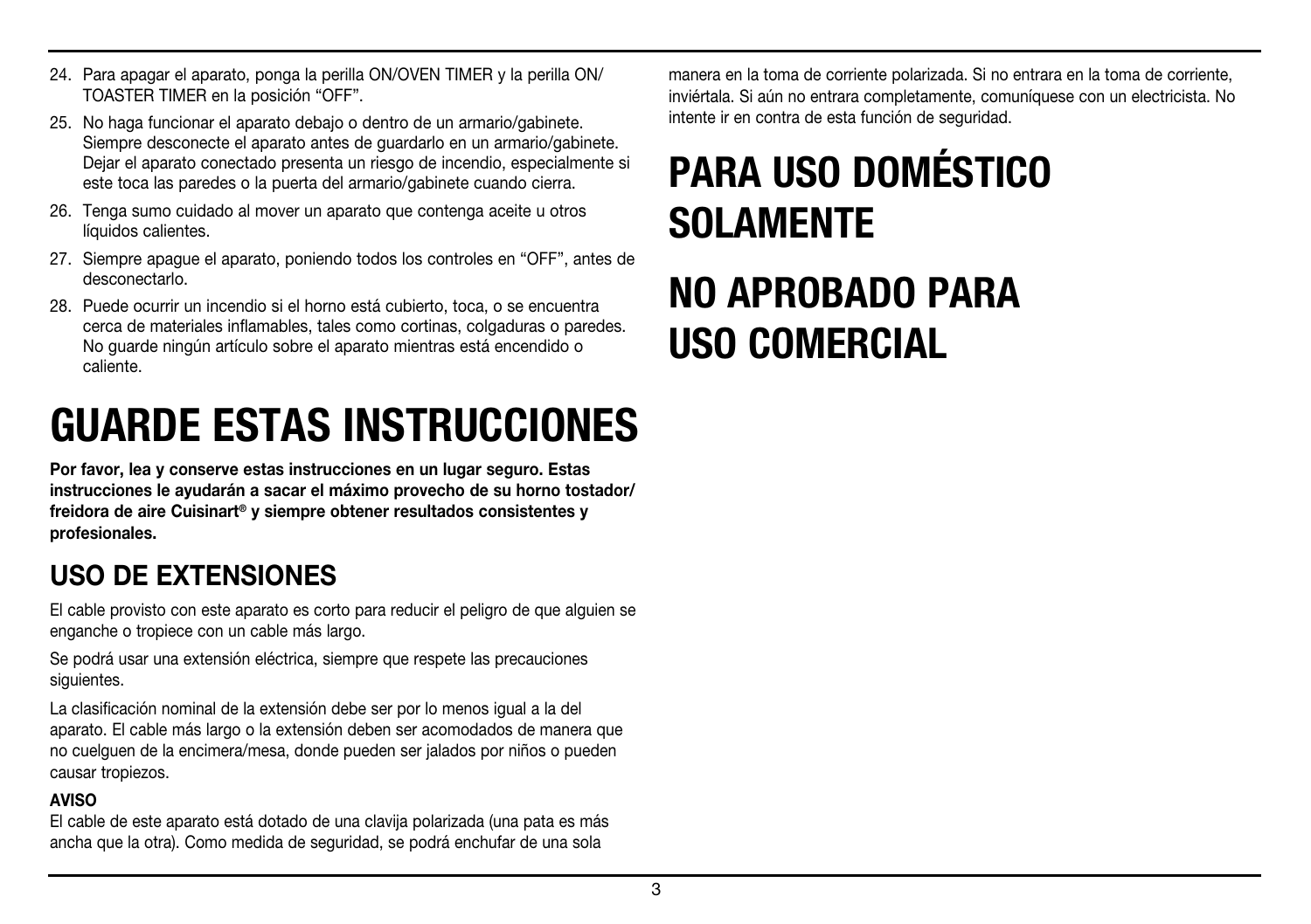24. Para apagar el aparato, ponga la perilla ON/OVEN TIMER y la perilla ON/TOASTER TIMER en la posición "OFF".
25. No haga funcionar el aparato debajo o dentro de un armario/gabinete. Siempre desconecte el aparato antes de guardarlo en un armario/gabinete. Dejar el aparato conectado presenta un riesgo de incendio, especialmente si este toca las paredes o la puerta del armario/gabinete cuando cierra.
26. Tenga sumo cuidado al mover un aparato que contenga aceite u otros líquidos calientes.
27. Siempre apague el aparato, poniendo todos los controles en "OFF", antes de desconectarlo.
28. Puede ocurrir un incendio si el horno está cubierto, toca, o se encuentra cerca de materiales inflamables, tales como cortinas, colgaduras o paredes. No guarde ningún artículo sobre el aparato mientras está encendido o caliente.

# GUARDE ESTAS INSTRUCCIONES

**Por favor, lea y conserve estas instrucciones en un lugar seguro. Estas instrucciones le ayudarán a sacar el máximo provecho de su horno tostador/freidora de aire Cuisinart® y siempre obtener resultados consistentes y profesionales.**

## USO DE EXTENSIONES

El cable provisto con este aparato es corto para reducir el peligro de que alguien se enganche o tropiece con un cable más largo.

Se podrá usar una extensión eléctrica, siempre que respete las precauciones siguientes.

La clasificación nominal de la extensión debe ser por lo menos igual a la del aparato. El cable más largo o la extensión deben ser acomodados de manera que no cuelguen de la encimera/mesa, donde pueden ser jalados por niños o pueden causar tropiezos.

**AVISO**
El cable de este aparato está dotado de una clavija polarizada (una pata es más ancha que la otra). Como medida de seguridad, se podrá enchufar de una sola manera en la toma de corriente polarizada. Si no entrara en la toma de corriente, inviértala. Si aún no entrara completamente, comuníquese con un electricista. No intente ir en contra de esta función de seguridad.

# PARA USO DOMÉSTICO SOLAMENTE

# NO APROBADO PARA USO COMERCIAL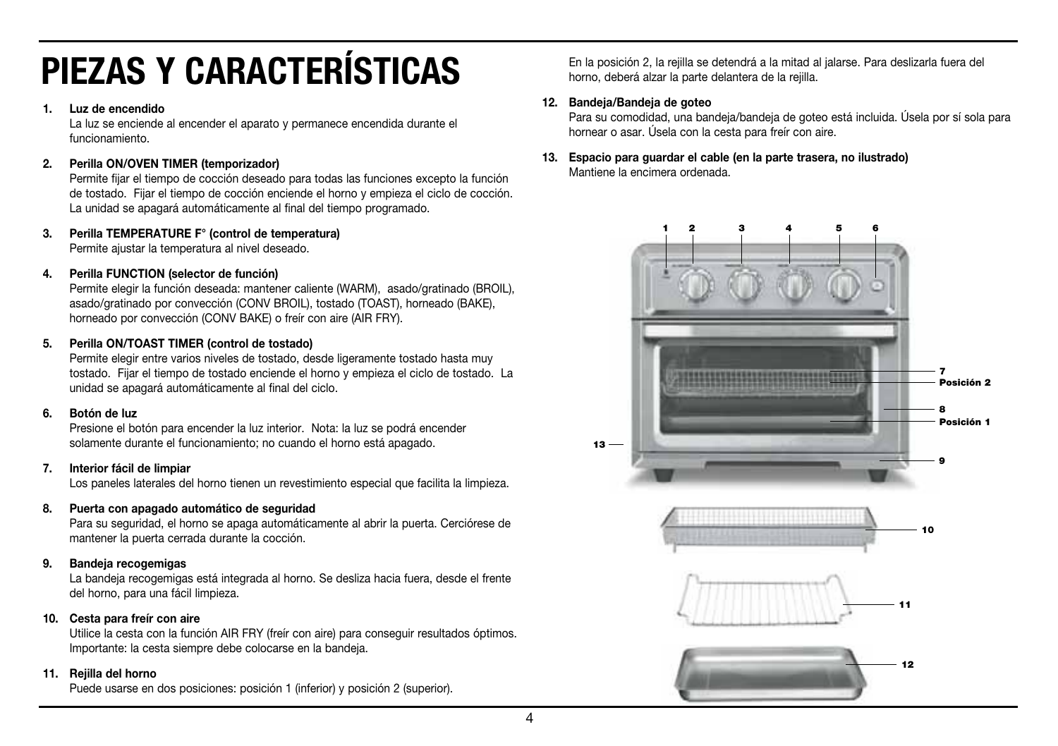# PIEZAS Y CARACTERÍSTICAS

1. **Luz de encendido**
   La luz se enciende al encender el aparato y permanece encendida durante el funcionamiento.

2. **Perilla ON/OVEN TIMER (temporizador)**
   Permite fijar el tiempo de cocción deseado para todas las funciones excepto la función de tostado. Fijar el tiempo de cocción enciende el horno y empieza el ciclo de cocción. La unidad se apagará automáticamente al final del tiempo programado.

3. **Perilla TEMPERATURE F° (control de temperatura)**
   Permite ajustar la temperatura al nivel deseado.

4. **Perilla FUNCTION (selector de función)**
   Permite elegir la función deseada: mantener caliente (WARM), asado/gratinado (BROIL), asado/gratinado por convección (CONV BROIL), tostado (TOAST), horneado (BAKE), horneado por convección (CONV BAKE) o freír con aire (AIR FRY).

5. **Perilla ON/TOAST TIMER (control de tostado)**
   Permite elegir entre varios niveles de tostado, desde ligeramente tostado hasta muy tostado. Fijar el tiempo de tostado enciende el horno y empieza el ciclo de tostado. La unidad se apagará automáticamente al final del ciclo.

6. **Botón de luz**
   Presione el botón para encender la luz interior. Nota: la luz se podrá encender solamente durante el funcionamiento; no cuando el horno está apagado.

7. **Interior fácil de limpiar**
   Los paneles laterales del horno tienen un revestimiento especial que facilita la limpieza.

8. **Puerta con apagado automático de seguridad**
   Para su seguridad, el horno se apaga automáticamente al abrir la puerta. Cerciórese de mantener la puerta cerrada durante la cocción.

9. **Bandeja recogemigas**
   La bandeja recogemigas está integrada al horno. Se desliza hacia fuera, desde el frente del horno, para una fácil limpieza.

10. **Cesta para freír con aire**
    Utilice la cesta con la función AIR FRY (freír con aire) para conseguir resultados óptimos. Importante: la cesta siempre debe colocarse en la bandeja.

11. **Rejilla del horno**
    Puede usarse en dos posiciones: posición 1 (inferior) y posición 2 (superior). En la posición 2, la rejilla se detendrá a la mitad al jalarse. Para deslizarla fuera del horno, deberá alzar la parte delantera de la rejilla.

12. **Bandeja/Bandeja de goteo**
    Para su comodidad, una bandeja/bandeja de goteo está incluida. Úsela por sí sola para hornear o asar. Úsela con la cesta para freír con aire.

13. **Espacio para guardar el cable (en la parte trasera, no ilustrado)**
    Mantiene la encimera ordenada.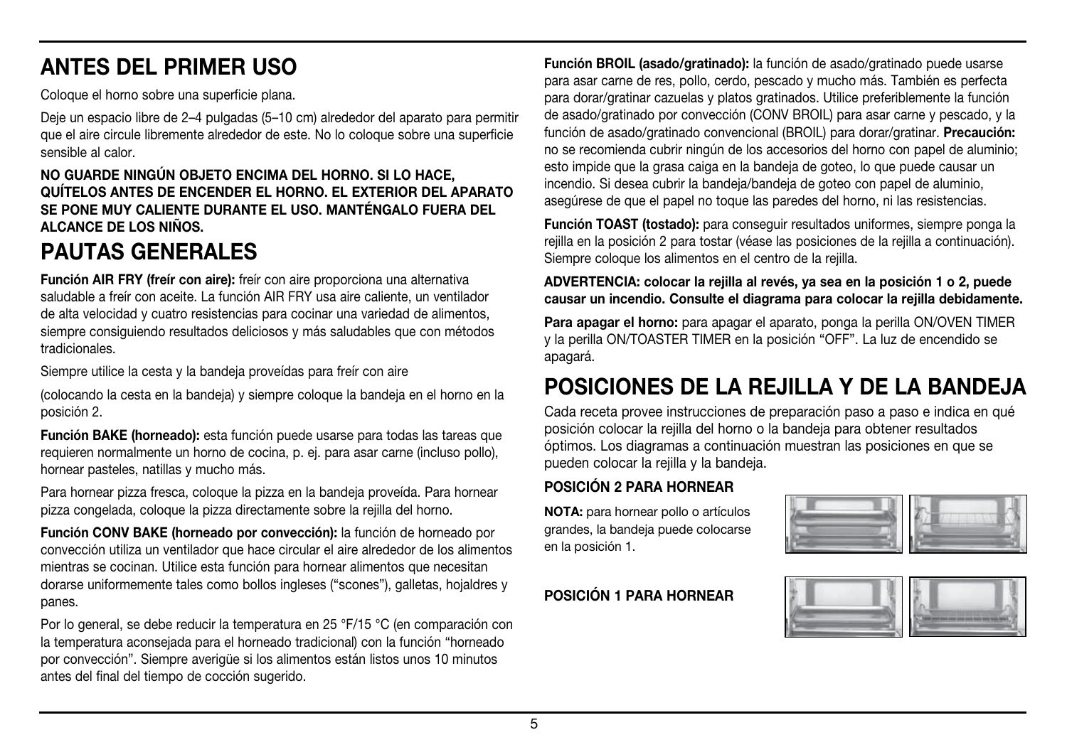## ANTES DEL PRIMER USO

Coloque el horno sobre una superficie plana.

Deje un espacio libre de 2–4 pulgadas (5–10 cm) alrededor del aparato para permitir que el aire circule libremente alrededor de este. No lo coloque sobre una superficie sensible al calor.

**NO GUARDE NINGÚN OBJETO ENCIMA DEL HORNO. SI LO HACE, QUÍTELOS ANTES DE ENCENDER EL HORNO. EL EXTERIOR DEL APARATO SE PONE MUY CALIENTE DURANTE EL USO. MANTÉNGALO FUERA DEL ALCANCE DE LOS NIÑOS.**

## PAUTAS GENERALES

**Función AIR FRY (freír con aire):** freír con aire proporciona una alternativa saludable a freír con aceite. La función AIR FRY usa aire caliente, un ventilador de alta velocidad y cuatro resistencias para cocinar una variedad de alimentos, siempre consiguiendo resultados deliciosos y más saludables que con métodos tradicionales.

Siempre utilice la cesta y la bandeja proveídas para freír con aire

(colocando la cesta en la bandeja) y siempre coloque la bandeja en el horno en la posición 2.

**Función BAKE (horneado):** esta función puede usarse para todas las tareas que requieren normalmente un horno de cocina, p. ej. para asar carne (incluso pollo), hornear pasteles, natillas y mucho más.

Para hornear pizza fresca, coloque la pizza en la bandeja proveída. Para hornear pizza congelada, coloque la pizza directamente sobre la rejilla del horno.

**Función CONV BAKE (horneado por convección):** la función de horneado por convección utiliza un ventilador que hace circular el aire alrededor de los alimentos mientras se cocinan. Utilice esta función para hornear alimentos que necesitan dorarse uniformemente tales como bollos ingleses ("scones"), galletas, hojaldres y panes.

Por lo general, se debe reducir la temperatura en 25 °F/15 °C (en comparación con la temperatura aconsejada para el horneado tradicional) con la función "horneado por convección". Siempre averigüe si los alimentos están listos unos 10 minutos antes del final del tiempo de cocción sugerido.

**Función BROIL (asado/gratinado):** la función de asado/gratinado puede usarse para asar carne de res, pollo, cerdo, pescado y mucho más. También es perfecta para dorar/gratinar cazuelas y platos gratinados. Utilice preferiblemente la función de asado/gratinado por convección (CONV BROIL) para asar carne y pescado, y la función de asado/gratinado convencional (BROIL) para dorar/gratinar. **Precaución:** no se recomienda cubrir ninguno de los accesorios del horno con papel de aluminio; esto impide que la grasa caiga en la bandeja de goteo, lo que puede causar un incendio. Si desea cubrir la bandeja/bandeja de goteo con papel de aluminio, asegúrese de que el papel no toque las paredes del horno, ni las resistencias.

**Función TOAST (tostado):** para conseguir resultados uniformes, siempre ponga la rejilla en la posición 2 para tostar (véase las posiciones de la rejilla a continuación). Siempre coloque los alimentos en el centro de la rejilla.

**ADVERTENCIA: colocar la rejilla al revés, ya sea en la posición 1 o 2, puede causar un incendio. Consulte el diagrama para colocar la rejilla debidamente.**

**Para apagar el horno:** para apagar el aparato, ponga la perilla ON/OVEN TIMER y la perilla ON/TOASTER TIMER en la posición "OFF". La luz de encendido se apagará.

## POSICIONES DE LA REJILLA Y DE LA BANDEJA

Cada receta provee instrucciones de preparación paso a paso e indica en qué posición colocar la rejilla del horno o la bandeja para obtener resultados óptimos. Los diagramas a continuación muestran las posiciones en que se pueden colocar la rejilla y la bandeja.

### POSICIÓN 2 PARA HORNEAR

**NOTA:** para hornear pollo o artículos grandes, la bandeja puede colocarse en la posición 1.

### POSICIÓN 1 PARA HORNEAR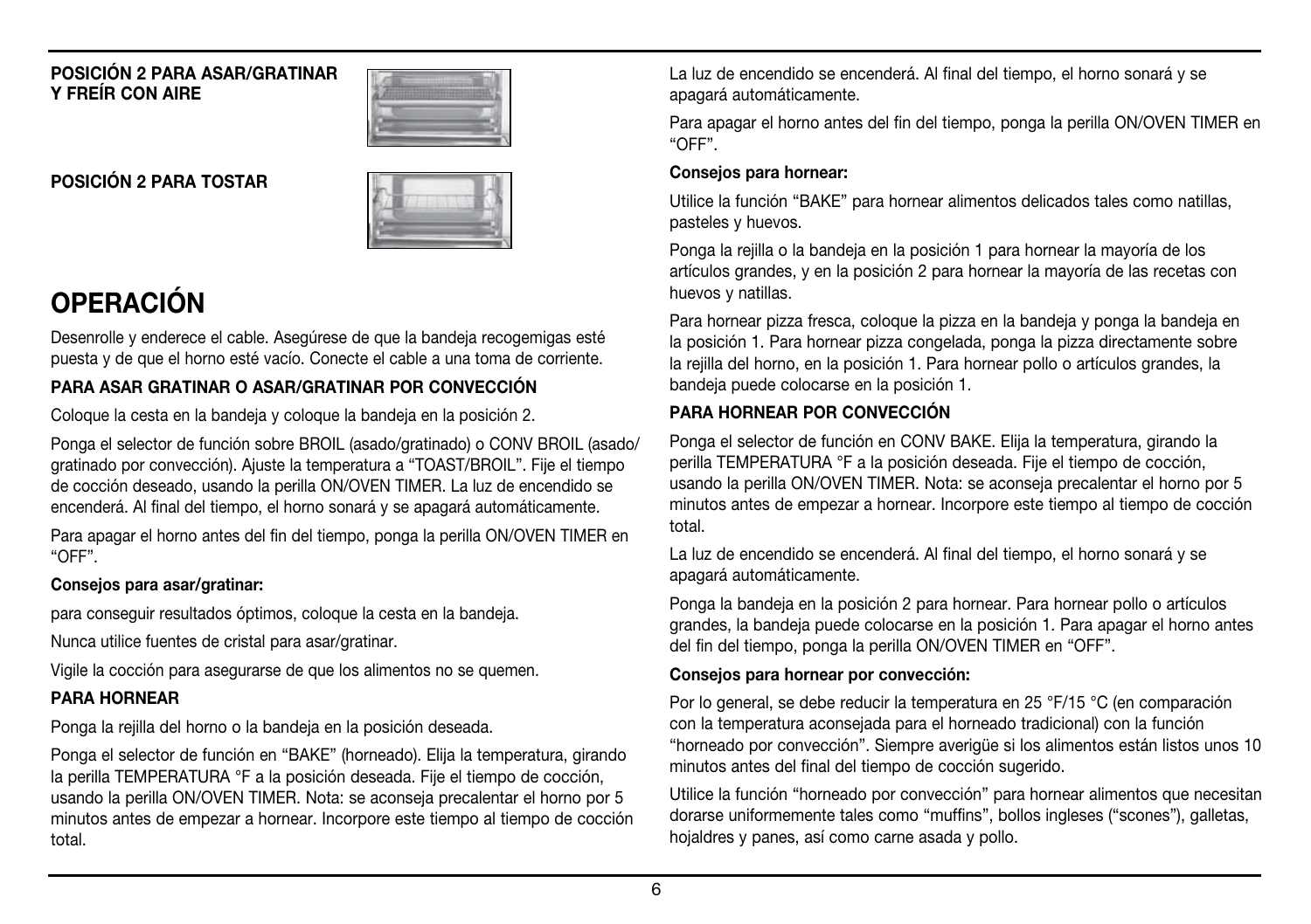**POSICIÓN 2 PARA ASAR/GRATINAR Y FREÍR CON AIRE**

**POSICIÓN 2 PARA TOSTAR**

# OPERACIÓN

Desenrolle y enderece el cable. Asegúrese de que la bandeja recogemigas esté puesta y de que el horno esté vacío. Conecte el cable a una toma de corriente.

### PARA ASAR GRATINAR O ASAR/GRATINAR POR CONVECCIÓN

Coloque la cesta en la bandeja y coloque la bandeja en la posición 2.

Ponga el selector de función sobre BROIL (asado/gratinado) o CONV BROIL (asado/gratinado por convección). Ajuste la temperatura a "TOAST/BROIL". Fije el tiempo de cocción deseado, usando la perilla ON/OVEN TIMER. La luz de encendido se encenderá. Al final del tiempo, el horno sonará y se apagará automáticamente.

Para apagar el horno antes del fin del tiempo, ponga la perilla ON/OVEN TIMER en "OFF".

**Consejos para asar/gratinar:**

para conseguir resultados óptimos, coloque la cesta en la bandeja.

Nunca utilice fuentes de cristal para asar/gratinar.

Vigile la cocción para asegurarse de que los alimentos no se quemen.

### PARA HORNEAR

Ponga la rejilla del horno o la bandeja en la posición deseada.

Ponga el selector de función en "BAKE" (horneado). Elija la temperatura, girando la perilla TEMPERATURA °F a la posición deseada. Fije el tiempo de cocción, usando la perilla ON/OVEN TIMER. Nota: se aconseja precalentar el horno por 5 minutos antes de empezar a hornear. Incorpore este tiempo al tiempo de cocción total.

La luz de encendido se encenderá. Al final del tiempo, el horno sonará y se apagará automáticamente.

Para apagar el horno antes del fin del tiempo, ponga la perilla ON/OVEN TIMER en "OFF".

**Consejos para hornear:**

Utilice la función "BAKE" para hornear alimentos delicados tales como natillas, pasteles y huevos.

Ponga la rejilla o la bandeja en la posición 1 para hornear la mayoría de los artículos grandes, y en la posición 2 para hornear la mayoría de las recetas con huevos y natillas.

Para hornear pizza fresca, coloque la pizza en la bandeja y ponga la bandeja en la posición 1. Para hornear pizza congelada, ponga la pizza directamente sobre la rejilla del horno, en la posición 1. Para hornear pollo o artículos grandes, la bandeja puede colocarse en la posición 1.

### PARA HORNEAR POR CONVECCIÓN

Ponga el selector de función en CONV BAKE. Elija la temperatura, girando la perilla TEMPERATURA °F a la posición deseada. Fije el tiempo de cocción, usando la perilla ON/OVEN TIMER. Nota: se aconseja precalentar el horno por 5 minutos antes de empezar a hornear. Incorpore este tiempo al tiempo de cocción total.

La luz de encendido se encenderá. Al final del tiempo, el horno sonará y se apagará automáticamente.

Ponga la bandeja en la posición 2 para hornear. Para hornear pollo o artículos grandes, la bandeja puede colocarse en la posición 1. Para apagar el horno antes del fin del tiempo, ponga la perilla ON/OVEN TIMER en "OFF".

**Consejos para hornear por convección:**

Por lo general, se debe reducir la temperatura en 25 °F/15 °C (en comparación con la temperatura aconsejada para el horneado tradicional) con la función "horneado por convección". Siempre averigüe si los alimentos están listos unos 10 minutos antes del final del tiempo de cocción sugerido.

Utilice la función "horneado por convección" para hornear alimentos que necesitan dorarse uniformemente tales como "muffins", bollos ingleses ("scones"), galletas, hojaldres y panes, así como carne asada y pollo.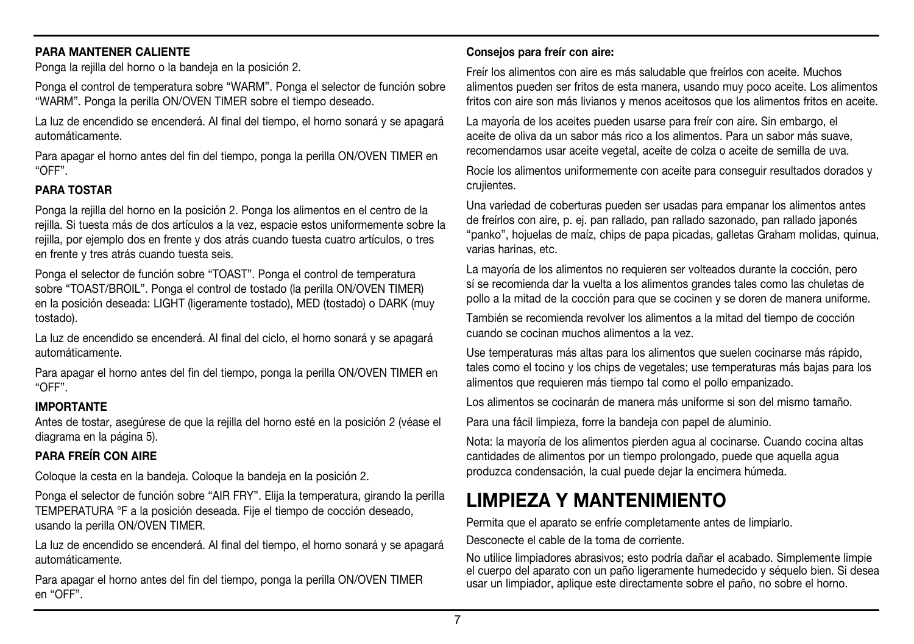**PARA MANTENER CALIENTE**

Ponga la rejilla del horno o la bandeja en la posición 2.

Ponga el control de temperatura sobre "WARM". Ponga el selector de función sobre "WARM". Ponga la perilla ON/OVEN TIMER sobre el tiempo deseado.

La luz de encendido se encenderá. Al final del tiempo, el horno sonará y se apagará automáticamente.

Para apagar el horno antes del fin del tiempo, ponga la perilla ON/OVEN TIMER en "OFF".

**PARA TOSTAR**

Ponga la rejilla del horno en la posición 2. Ponga los alimentos en el centro de la rejilla. Si tuesta más de dos artículos a la vez, espacie estos uniformemente sobre la rejilla, por ejemplo dos en frente y dos atrás cuando tuesta cuatro artículos, o tres en frente y tres atrás cuando tuesta seis.

Ponga el selector de función sobre "TOAST". Ponga el control de temperatura sobre "TOAST/BROIL". Ponga el control de tostado (la perilla ON/OVEN TIMER) en la posición deseada: LIGHT (ligeramente tostado), MED (tostado) o DARK (muy tostado).

La luz de encendido se encenderá. Al final del ciclo, el horno sonará y se apagará automáticamente.

Para apagar el horno antes del fin del tiempo, ponga la perilla ON/OVEN TIMER en "OFF".

**IMPORTANTE**

Antes de tostar, asegúrese de que la rejilla del horno esté en la posición 2 (véase el diagrama en la página 5).

**PARA FREÍR CON AIRE**

Coloque la cesta en la bandeja. Coloque la bandeja en la posición 2.

Ponga el selector de función sobre "AIR FRY". Elija la temperatura, girando la perilla TEMPERATURA °F a la posición deseada. Fije el tiempo de cocción deseado, usando la perilla ON/OVEN TIMER.

La luz de encendido se encenderá. Al final del tiempo, el horno sonará y se apagará automáticamente.

Para apagar el horno antes del fin del tiempo, ponga la perilla ON/OVEN TIMER en "OFF".

**Consejos para freír con aire:**

Freír los alimentos con aire es más saludable que freírlos con aceite. Muchos alimentos pueden ser fritos de esta manera, usando muy poco aceite. Los alimentos fritos con aire son más livianos y menos aceitosos que los alimentos fritos en aceite.

La mayoría de los aceites pueden usarse para freír con aire. Sin embargo, el aceite de oliva da un sabor más rico a los alimentos. Para un sabor más suave, recomendamos usar aceite vegetal, aceite de colza o aceite de semilla de uva.

Rocíe los alimentos uniformemente con aceite para conseguir resultados dorados y crujientes.

Una variedad de coberturas pueden ser usadas para empanar los alimentos antes de freírlos con aire, p. ej. pan rallado, pan rallado sazonado, pan rallado japonés "panko", hojuelas de maíz, chips de papa picadas, galletas Graham molidas, quinua, varias harinas, etc.

La mayoría de los alimentos no requieren ser volteados durante la cocción, pero sí se recomienda dar la vuelta a los alimentos grandes tales como las chuletas de pollo a la mitad de la cocción para que se cocinen y se doren de manera uniforme.

También se recomienda revolver los alimentos a la mitad del tiempo de cocción cuando se cocinan muchos alimentos a la vez.

Use temperaturas más altas para los alimentos que suelen cocinarse más rápido, tales como el tocino y los chips de vegetales; use temperaturas más bajas para los alimentos que requieren más tiempo tal como el pollo empanizado.

Los alimentos se cocinarán de manera más uniforme si son del mismo tamaño.

Para una fácil limpieza, forre la bandeja con papel de aluminio.

Nota: la mayoría de los alimentos pierden agua al cocinarse. Cuando cocina altas cantidades de alimentos por un tiempo prolongado, puede que aquella agua produzca condensación, la cual puede dejar la encimera húmeda.

# LIMPIEZA Y MANTENIMIENTO

Permita que el aparato se enfríe completamente antes de limpiarlo.

Desconecte el cable de la toma de corriente.

No utilice limpiadores abrasivos; esto podría dañar el acabado. Simplemente limpie el cuerpo del aparato con un paño ligeramente humedecido y séquelo bien. Si desea usar un limpiador, aplique este directamente sobre el paño, no sobre el horno.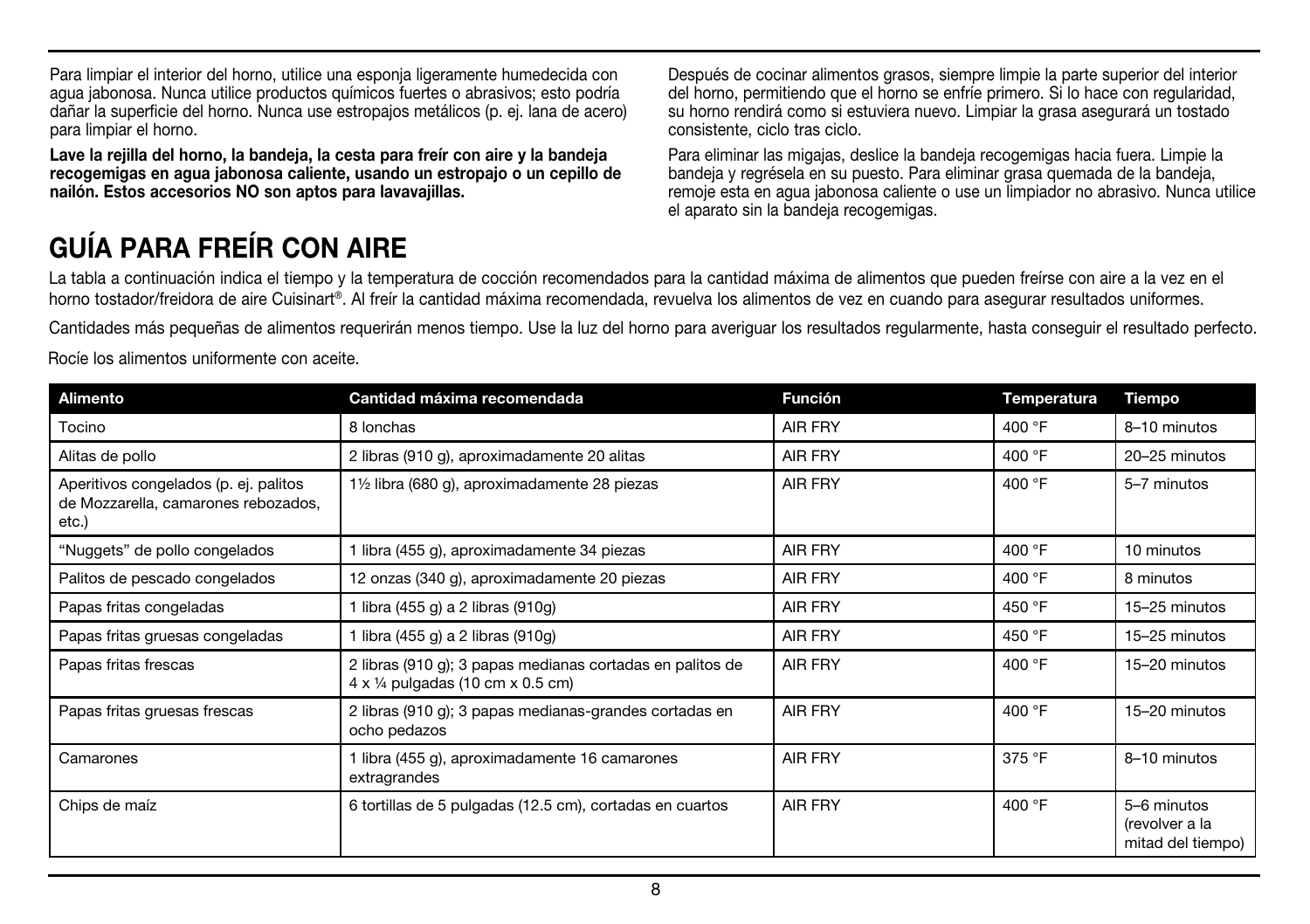Para limpiar el interior del horno, utilice una esponja ligeramente humedecida con agua jabonosa. Nunca utilice productos químicos fuertes o abrasivos; esto podría dañar la superficie del horno. Nunca use estropajos metálicos (p. ej. lana de acero) para limpiar el horno.

**Lave la rejilla del horno, la bandeja, la cesta para freír con aire y la bandeja recogemigas en agua jabonosa caliente, usando un estropajo o un cepillo de nailón. Estos accesorios NO son aptos para lavavajillas.**

Después de cocinar alimentos grasos, siempre limpie la parte superior del interior del horno, permitiendo que el horno se enfríe primero. Si lo hace con regularidad, su horno rendirá como si estuviera nuevo. Limpiar la grasa asegurará un tostado consistente, ciclo tras ciclo.

Para eliminar las migajas, deslice la bandeja recogemigas hacia fuera. Limpie la bandeja y regrésela en su puesto. Para eliminar grasa quemada de la bandeja, remoje esta en agua jabonosa caliente o use un limpiador no abrasivo. Nunca utilice el aparato sin la bandeja recogemigas.

# GUÍA PARA FREÍR CON AIRE

La tabla a continuación indica el tiempo y la temperatura de cocción recomendados para la cantidad máxima de alimentos que pueden freírse con aire a la vez en el horno tostador/freidora de aire Cuisinart®. Al freír la cantidad máxima recomendada, revuelva los alimentos de vez en cuando para asegurar resultados uniformes.

Cantidades más pequeñas de alimentos requerirán menos tiempo. Use la luz del horno para averiguar los resultados regularmente, hasta conseguir el resultado perfecto.

Rocíe los alimentos uniformente con aceite.

| Alimento | Cantidad máxima recomendada | Función | Temperatura | Tiempo |
|---|---|---|---|---|
| Tocino | 8 lonchas | AIR FRY | 400 °F | 8–10 minutos |
| Alitas de pollo | 2 libras (910 g), aproximadamente 20 alitas | AIR FRY | 400 °F | 20–25 minutos |
| Aperitivos congelados (p. ej. palitos de Mozzarella, camarones rebozados, etc.) | 1½ libra (680 g), aproximadamente 28 piezas | AIR FRY | 400 °F | 5–7 minutos |
| "Nuggets" de pollo congelados | 1 libra (455 g), aproximadamente 34 piezas | AIR FRY | 400 °F | 10 minutos |
| Palitos de pescado congelados | 12 onzas (340 g), aproximadamente 20 piezas | AIR FRY | 400 °F | 8 minutos |
| Papas fritas congeladas | 1 libra (455 g) a 2 libras (910g) | AIR FRY | 450 °F | 15–25 minutos |
| Papas fritas gruesas congeladas | 1 libra (455 g) a 2 libras (910g) | AIR FRY | 450 °F | 15–25 minutos |
| Papas fritas frescas | 2 libras (910 g); 3 papas medianas cortadas en palitos de 4 x ¼ pulgadas (10 cm x 0.5 cm) | AIR FRY | 400 °F | 15–20 minutos |
| Papas fritas gruesas frescas | 2 libras (910 g); 3 papas medianas-grandes cortadas en ocho pedazos | AIR FRY | 400 °F | 15–20 minutos |
| Camarones | 1 libra (455 g), aproximadamente 16 camarones extragrandes | AIR FRY | 375 °F | 8–10 minutos |
| Chips de maíz | 6 tortillas de 5 pulgadas (12.5 cm), cortadas en cuartos | AIR FRY | 400 °F | 5–6 minutos (revolver a la mitad del tiempo) |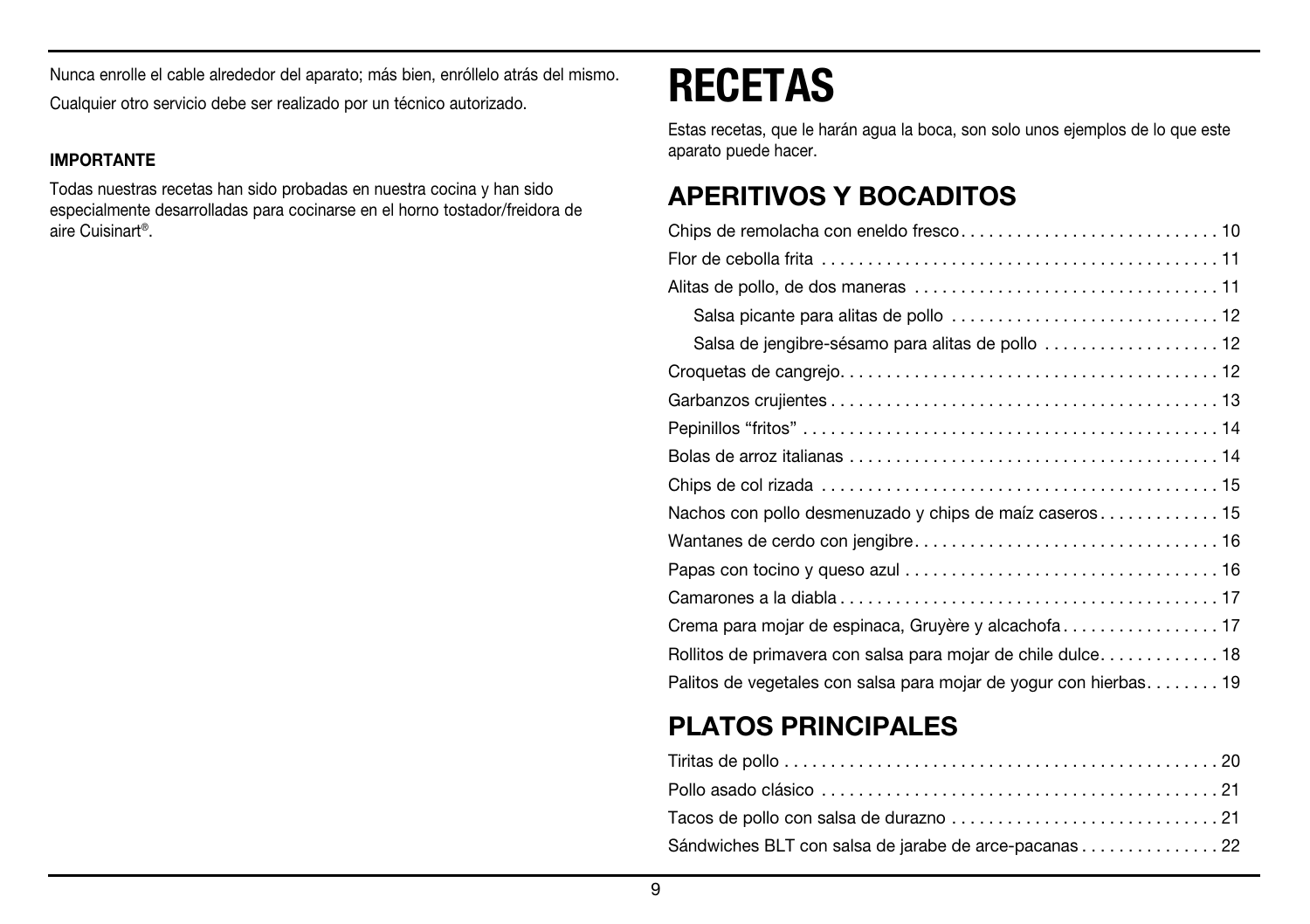Nunca enrolle el cable alrededor del aparato; más bien, enróllelo atrás del mismo.

Cualquier otro servicio debe ser realizado por un técnico autorizado.

**IMPORTANTE**

Todas nuestras recetas han sido probadas en nuestra cocina y han sido especialmente desarrolladas para cocinarse en el horno tostador/freidora de aire Cuisinart®.

# RECETAS

Estas recetas, que le harán agua la boca, son solo unos ejemplos de lo que este aparato puede hacer.

## APERITIVOS Y BOCADITOS

- Chips de remolacha con eneldo fresco . . . . . . . . . . 10
- Flor de cebolla frita . . . . . . . . . . 11
- Alitas de pollo, de dos maneras . . . . . . . . . . 11
  - Salsa picante para alitas de pollo . . . . . . . . . . 12
  - Salsa de jengibre-sésamo para alitas de pollo . . . . . . . . . . 12
- Croquetas de cangrejo . . . . . . . . . . 12
- Garbanzos crujientes . . . . . . . . . . 13
- Pepinillos "fritos" . . . . . . . . . . 14
- Bolas de arroz italianas . . . . . . . . . . 14
- Chips de col rizada . . . . . . . . . . 15
- Nachos con pollo desmenuzado y chips de maíz caseros . . . . . . . . . . 15
- Wantanes de cerdo con jengibre . . . . . . . . . . 16
- Papas con tocino y queso azul . . . . . . . . . . 16
- Camarones a la diabla . . . . . . . . . . 17
- Crema para mojar de espinaca, Gruyère y alcachofa . . . . . . . . . . 17
- Rollitos de primavera con salsa para mojar de chile dulce . . . . . . . . . . 18
- Palitos de vegetales con salsa para mojar de yogur con hierbas . . . . . . . . . . 19

## PLATOS PRINCIPALES

- Tiritas de pollo . . . . . . . . . . 20
- Pollo asado clásico . . . . . . . . . . 21
- Tacos de pollo con salsa de durazno . . . . . . . . . . 21
- Sándwiches BLT con salsa de jarabe de arce-pacanas . . . . . . . . . . 22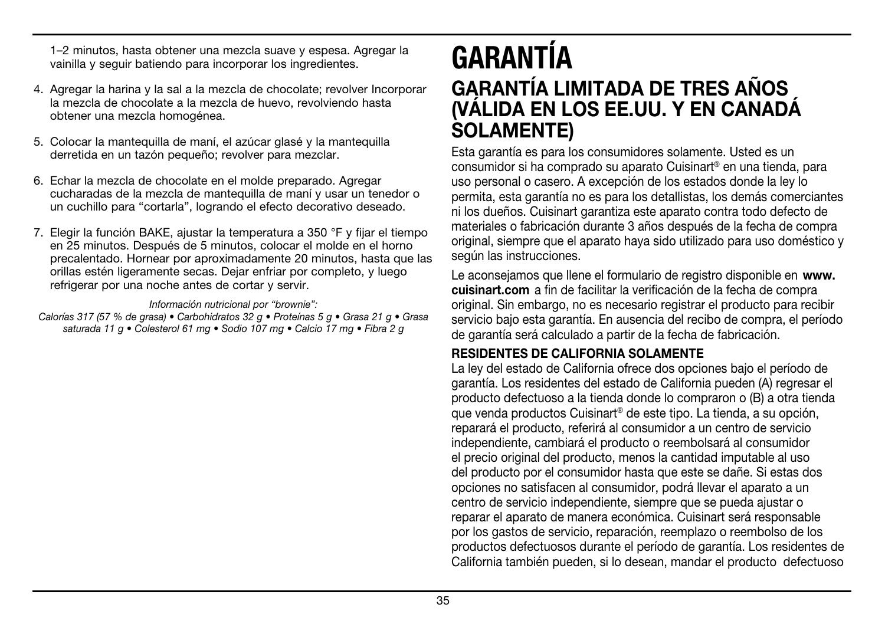1–2 minutos, hasta obtener una mezcla suave y espesa. Agregar la vainilla y seguir batiendo para incorporar los ingredientes.

4. Agregar la harina y la sal a la mezcla de chocolate; revolver Incorporar la mezcla de chocolate a la mezcla de huevo, revolviendo hasta obtener una mezcla homogénea.

5. Colocar la mantequilla de maní, el azúcar glasé y la mantequilla derretida en un tazón pequeño; revolver para mezclar.

6. Echar la mezcla de chocolate en el molde preparado. Agregar cucharadas de la mezcla de mantequilla de maní y usar un tenedor o un cuchillo para "cortarla", logrando el efecto decorativo deseado.

7. Elegir la función BAKE, ajustar la temperatura a 350 °F y fijar el tiempo en 25 minutos. Después de 5 minutos, colocar el molde en el horno precalentado. Hornear por aproximadamente 20 minutos, hasta que las orillas estén ligeramente secas. Dejar enfriar por completo, y luego refrigerar por una noche antes de cortar y servir.

*Información nutricional por "brownie":*
*Calorías 317 (57 % de grasa) • Carbohidratos 32 g • Proteínas 5 g • Grasa 21 g • Grasa saturada 11 g • Colesterol 61 mg • Sodio 107 mg • Calcio 17 mg • Fibra 2 g*

# GARANTÍA

## GARANTÍA LIMITADA DE TRES AÑOS (VÁLIDA EN LOS EE.UU. Y EN CANADÁ SOLAMENTE)

Esta garantía es para los consumidores solamente. Usted es un consumidor si ha comprado su aparato Cuisinart® en una tienda, para uso personal o casero. A excepción de los estados donde la ley lo permita, esta garantía no es para los detallistas, los demás comerciantes ni los dueños. Cuisinart garantiza este aparato contra todo defecto de materiales o fabricación durante 3 años después de la fecha de compra original, siempre que el aparato haya sido utilizado para uso doméstico y según las instrucciones.

Le aconsejamos que llene el formulario de registro disponible en **www.cuisinart.com** a fin de facilitar la verificación de la fecha de compra original. Sin embargo, no es necesario registrar el producto para recibir servicio bajo esta garantía. En ausencia del recibo de compra, el período de garantía será calculado a partir de la fecha de fabricación.

**RESIDENTES DE CALIFORNIA SOLAMENTE**

La ley del estado de California ofrece dos opciones bajo el período de garantía. Los residentes del estado de California pueden (A) regresar el producto defectuoso a la tienda donde lo compraron o (B) a otra tienda que venda productos Cuisinart® de este tipo. La tienda, a su opción, reparará el producto, referirá al consumidor a un centro de servicio independiente, cambiará el producto o reembolsará al consumidor el precio original del producto, menos la cantidad imputable al uso del producto por el consumidor hasta que este se dañe. Si estas dos opciones no satisfacen al consumidor, podrá llevar el aparato a un centro de servicio independiente, siempre que se pueda ajustar o reparar el aparato de manera económica. Cuisinart será responsable por los gastos de servicio, reparación, reemplazo o reembolso de los productos defectuosos durante el período de garantía. Los residentes de California también pueden, si lo desean, mandar el producto defectuoso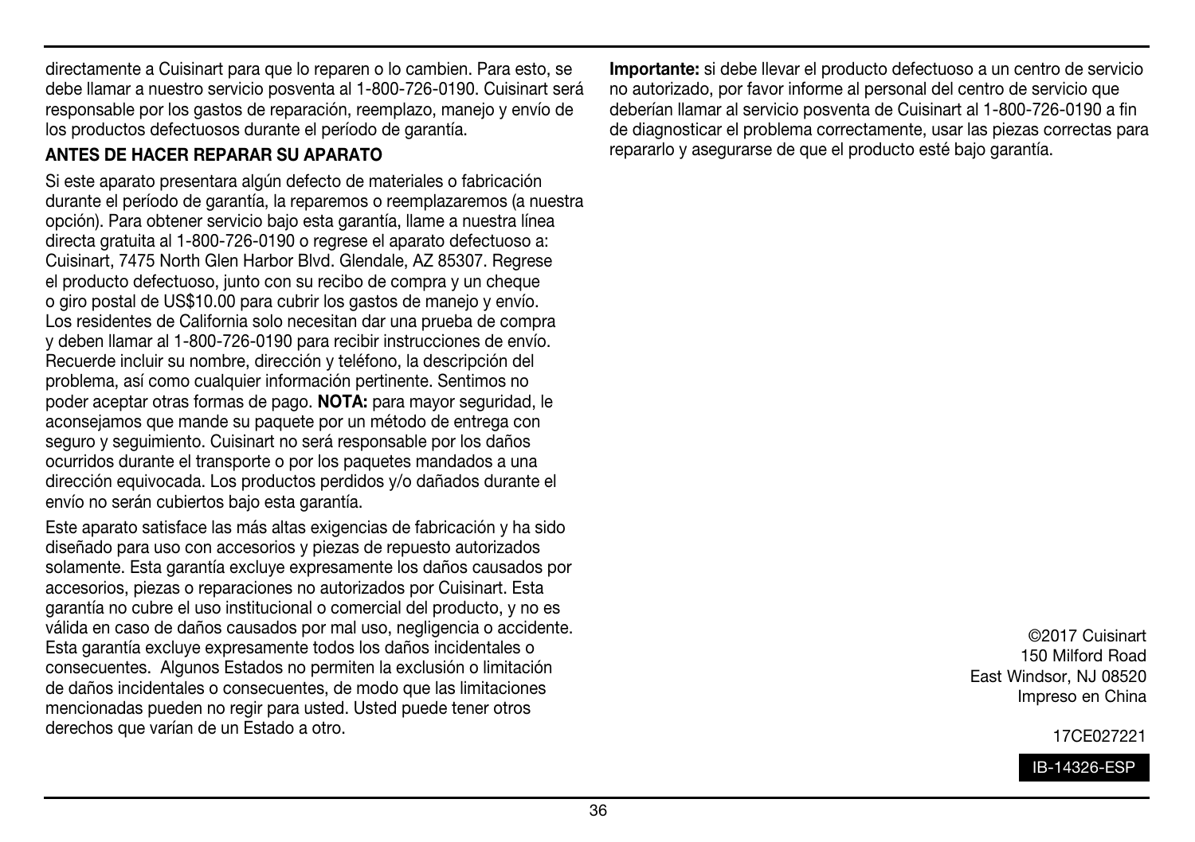directamente a Cuisinart para que lo reparen o lo cambien. Para esto, se debe llamar a nuestro servicio posventa al 1-800-726-0190. Cuisinart será responsable por los gastos de reparación, reemplazo, manejo y envío de los productos defectuosos durante el período de garantía.

### ANTES DE HACER REPARAR SU APARATO

Si este aparato presentara algún defecto de materiales o fabricación durante el período de garantía, la repararemos o reemplazaremos (a nuestra opción). Para obtener servicio bajo esta garantía, llame a nuestra línea directa gratuita al 1-800-726-0190 o regrese el aparato defectuoso a: Cuisinart, 7475 North Glen Harbor Blvd. Glendale, AZ 85307. Regrese el producto defectuoso, junto con su recibo de compra y un cheque o giro postal de US$10.00 para cubrir los gastos de manejo y envío. Los residentes de California solo necesitan dar una prueba de compra y deben llamar al 1-800-726-0190 para recibir instrucciones de envío. Recuerde incluir su nombre, dirección y teléfono, la descripción del problema, así como cualquier información pertinente. Sentimos no poder aceptar otras formas de pago. **NOTA:** para mayor seguridad, le aconsejamos que mande su paquete por un método de entrega con seguro y seguimiento. Cuisinart no será responsable por los daños ocurridos durante el transporte o por los paquetes mandados a una dirección equivocada. Los productos perdidos y/o dañados durante el envío no serán cubiertos bajo esta garantía.

Este aparato satisface las más altas exigencias de fabricación y ha sido diseñado para uso con accesorios y piezas de repuesto autorizados solamente. Esta garantía excluye expresamente los daños causados por accesorios, piezas o reparaciones no autorizados por Cuisinart. Esta garantía no cubre el uso institucional o comercial del producto, y no es válida en caso de daños causados por mal uso, negligencia o accidente. Esta garantía excluye expresamente todos los daños incidentales o consecuentes. Algunos Estados no permiten la exclusión o limitación de daños incidentales o consecuentes, de modo que las limitaciones mencionadas pueden no regir para usted. Usted puede tener otros derechos que varían de un Estado a otro.

**Importante:** si debe llevar el producto defectuoso a un centro de servicio no autorizado, por favor informe al personal del centro de servicio que deberían llamar al servicio posventa de Cuisinart al 1-800-726-0190 a fin de diagnosticar el problema correctamente, usar las piezas correctas para repararlo y asegurarse de que el producto esté bajo garantía.

©2017 Cuisinart
150 Milford Road
East Windsor, NJ 08520
Impreso en China

17CE027221

IB-14326-ESP